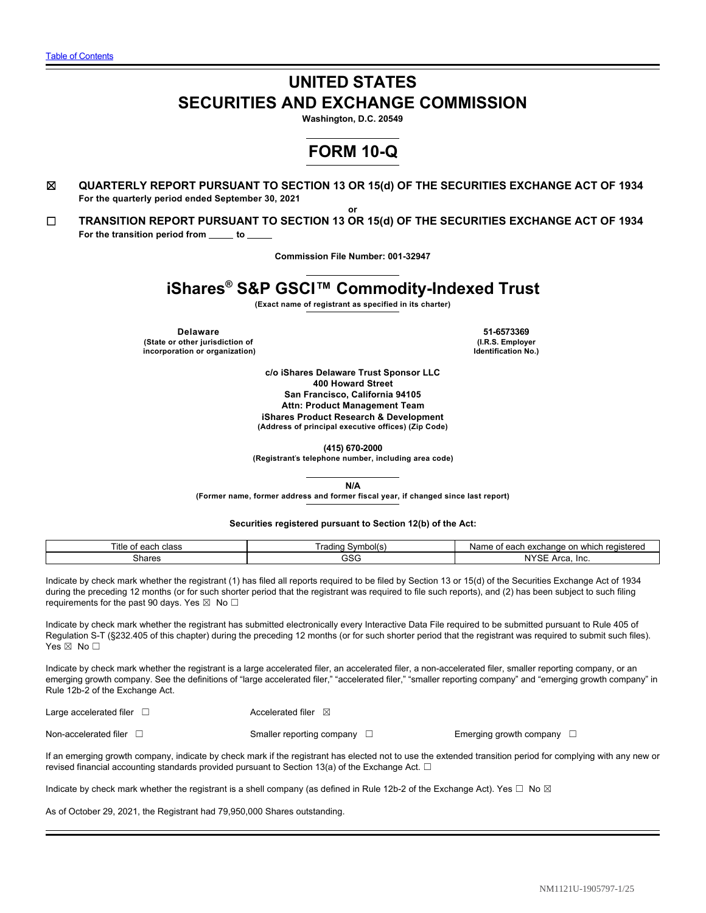Table of Contents

# UNITED STATES
# SECURITIES AND EXCHANGE COMMISSION

**Washington, D.C. 20549**

# FORM 10-Q

☒ **QUARTERLY REPORT PURSUANT TO SECTION 13 OR 15(d) OF THE SECURITIES EXCHANGE ACT OF 1934**
**For the quarterly period ended September 30, 2021**

**or**

☐ **TRANSITION REPORT PURSUANT TO SECTION 13 OR 15(d) OF THE SECURITIES EXCHANGE ACT OF 1934**
**For the transition period from \_\_\_\_\_ to \_\_\_\_\_**

**Commission File Number: 001-32947**

# iShares® S&P GSCI™ Commodity-Indexed Trust

**(Exact name of registrant as specified in its charter)**

| **Delaware** | **51-6573369** |
|---|---|
| **(State or other jurisdiction of incorporation or organization)** | **(I.R.S. Employer Identification No.)** |

**c/o iShares Delaware Trust Sponsor LLC**
**400 Howard Street**
**San Francisco, California 94105**
**Attn: Product Management Team**
**iShares Product Research & Development**
**(Address of principal executive offices) (Zip Code)**

**(415) 670-2000**
**(Registrant's telephone number, including area code)**

**N/A**
**(Former name, former address and former fiscal year, if changed since last report)**

**Securities registered pursuant to Section 12(b) of the Act:**

| Title of each class | Trading Symbol(s) | Name of each exchange on which registered |
|---|---|---|
| Shares | GSG | NYSE Arca, Inc. |

Indicate by check mark whether the registrant (1) has filed all reports required to be filed by Section 13 or 15(d) of the Securities Exchange Act of 1934 during the preceding 12 months (or for such shorter period that the registrant was required to file such reports), and (2) has been subject to such filing requirements for the past 90 days. Yes ☒ No ☐

Indicate by check mark whether the registrant has submitted electronically every Interactive Data File required to be submitted pursuant to Rule 405 of Regulation S-T (§232.405 of this chapter) during the preceding 12 months (or for such shorter period that the registrant was required to submit such files). Yes ☒ No ☐

Indicate by check mark whether the registrant is a large accelerated filer, an accelerated filer, a non-accelerated filer, smaller reporting company, or an emerging growth company. See the definitions of "large accelerated filer," "accelerated filer," "smaller reporting company" and "emerging growth company" in Rule 12b-2 of the Exchange Act.

| | | |
|---|---|---|
| Large accelerated filer ☐ | Accelerated filer ☒ | |
| Non-accelerated filer ☐ | Smaller reporting company ☐ | Emerging growth company ☐ |

If an emerging growth company, indicate by check mark if the registrant has elected not to use the extended transition period for complying with any new or revised financial accounting standards provided pursuant to Section 13(a) of the Exchange Act. ☐

Indicate by check mark whether the registrant is a shell company (as defined in Rule 12b-2 of the Exchange Act). Yes ☐ No ☒

As of October 29, 2021, the Registrant had 79,950,000 Shares outstanding.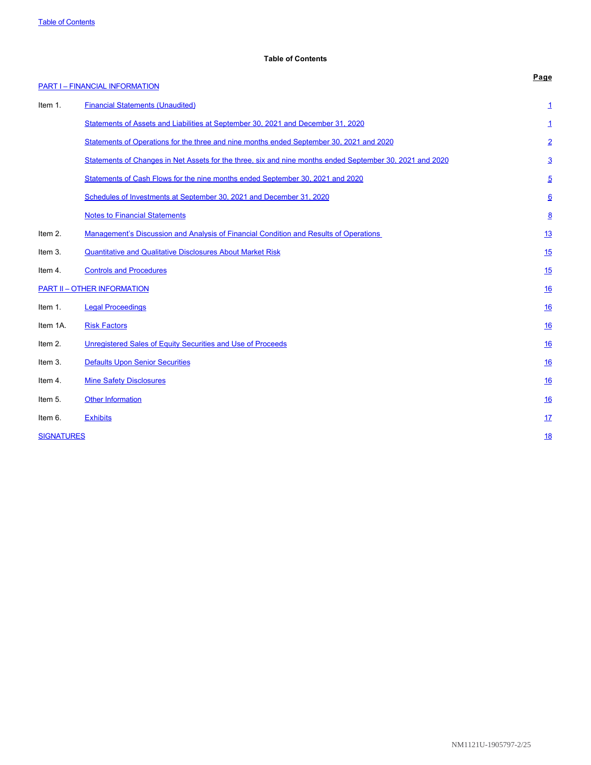**Table of Contents**

| | | Page |
|---|---|---|
| PART I – FINANCIAL INFORMATION | | |
| Item 1. | Financial Statements (Unaudited) | 1 |
| | Statements of Assets and Liabilities at September 30, 2021 and December 31, 2020 | 1 |
| | Statements of Operations for the three and nine months ended September 30, 2021 and 2020 | 2 |
| | Statements of Changes in Net Assets for the three, six and nine months ended September 30, 2021 and 2020 | 3 |
| | Statements of Cash Flows for the nine months ended September 30, 2021 and 2020 | 5 |
| | Schedules of Investments at September 30, 2021 and December 31, 2020 | 6 |
| | Notes to Financial Statements | 8 |
| Item 2. | Management's Discussion and Analysis of Financial Condition and Results of Operations | 13 |
| Item 3. | Quantitative and Qualitative Disclosures About Market Risk | 15 |
| Item 4. | Controls and Procedures | 15 |
| PART II – OTHER INFORMATION | | 16 |
| Item 1. | Legal Proceedings | 16 |
| Item 1A. | Risk Factors | 16 |
| Item 2. | Unregistered Sales of Equity Securities and Use of Proceeds | 16 |
| Item 3. | Defaults Upon Senior Securities | 16 |
| Item 4. | Mine Safety Disclosures | 16 |
| Item 5. | Other Information | 16 |
| Item 6. | Exhibits | 17 |
| SIGNATURES | | 18 |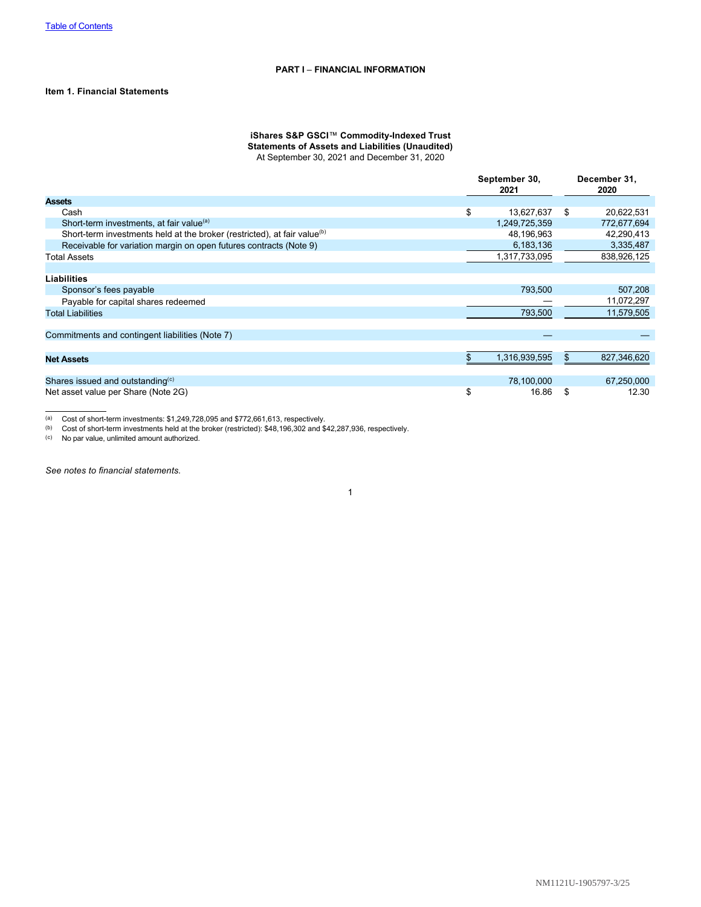[Table of Contents](#)

## PART I – FINANCIAL INFORMATION

### Item 1. Financial Statements

**iShares S&P GSCI™ Commodity-Indexed Trust**
**Statements of Assets and Liabilities (Unaudited)**
At September 30, 2021 and December 31, 2020

| | September 30, 2021 | December 31, 2020 |
|---|---|---|
| **Assets** | | |
| Cash | $ 13,627,637 | $ 20,622,531 |
| Short-term investments, at fair value[(a)] | 1,249,725,359 | 772,677,694 |
| Short-term investments held at the broker (restricted), at fair value[(b)] | 48,196,963 | 42,290,413 |
| Receivable for variation margin on open futures contracts (Note 9) | 6,183,136 | 3,335,487 |
| Total Assets | 1,317,733,095 | 838,926,125 |
| | | |
| **Liabilities** | | |
| Sponsor's fees payable | 793,500 | 507,208 |
| Payable for capital shares redeemed | — | 11,072,297 |
| Total Liabilities | 793,500 | 11,579,505 |
| | | |
| Commitments and contingent liabilities (Note 7) | — | — |
| | | |
| **Net Assets** | $ 1,316,939,595 | $ 827,346,620 |
| | | |
| Shares issued and outstanding[(c)] | 78,100,000 | 67,250,000 |
| Net asset value per Share (Note 2G) | $ 16.86 | $ 12.30 |

(a) Cost of short-term investments: $1,249,728,095 and $772,661,613, respectively.
(b) Cost of short-term investments held at the broker (restricted): $48,196,302 and $42,287,936, respectively.
(c) No par value, unlimited amount authorized.

*See notes to financial statements.*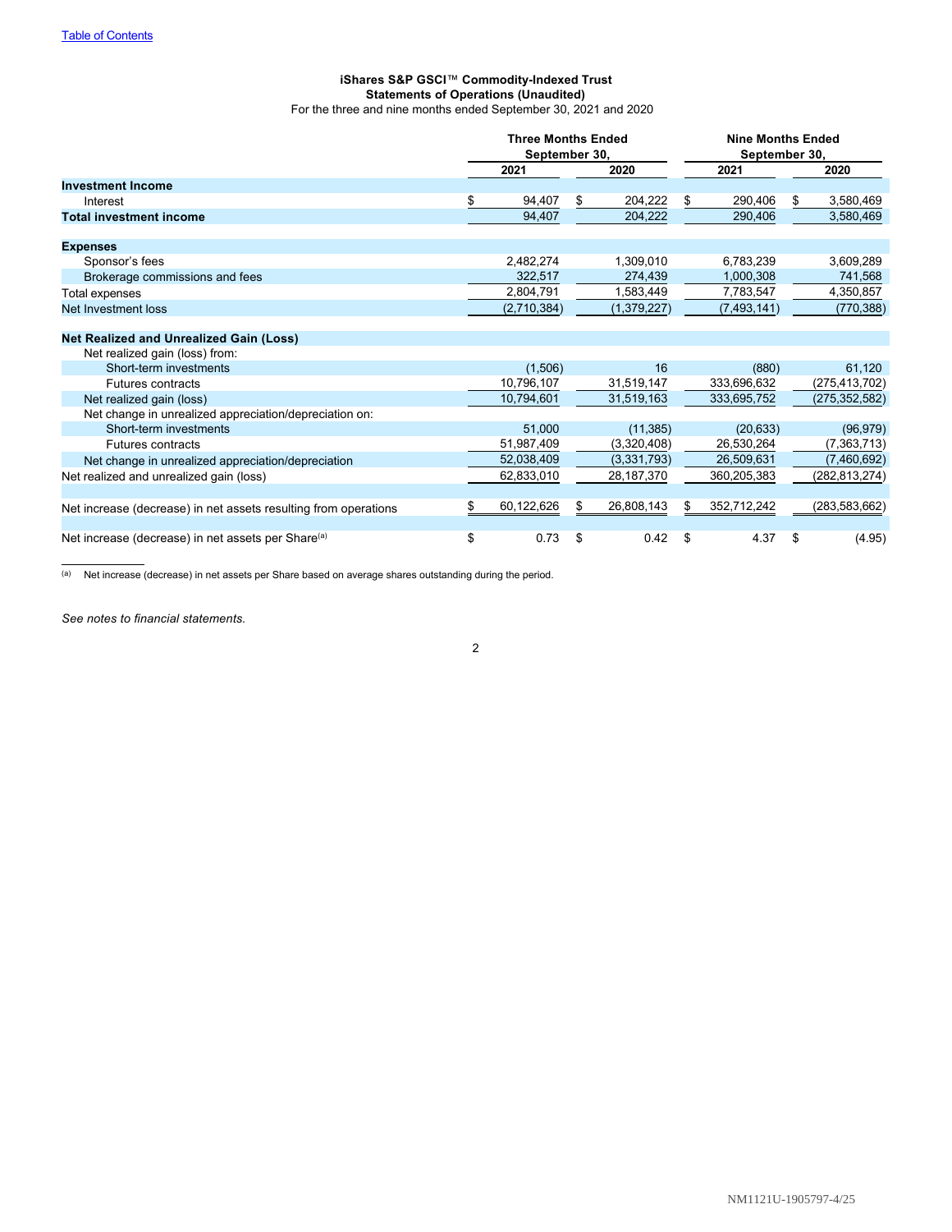[Table of Contents](#)

**iShares S&P GSCI™ Commodity-Indexed Trust**
**Statements of Operations (Unaudited)**
For the three and nine months ended September 30, 2021 and 2020

| | Three Months Ended September 30, | | Nine Months Ended September 30, | |
|---|---|---|---|---|
| | 2021 | 2020 | 2021 | 2020 |
| **Investment Income** | | | | |
| Interest | $ 94,407 | $ 204,222 | $ 290,406 | $ 3,580,469 |
| **Total investment income** | 94,407 | 204,222 | 290,406 | 3,580,469 |
| **Expenses** | | | | |
| Sponsor's fees | 2,482,274 | 1,309,010 | 6,783,239 | 3,609,289 |
| Brokerage commissions and fees | 322,517 | 274,439 | 1,000,308 | 741,568 |
| Total expenses | 2,804,791 | 1,583,449 | 7,783,547 | 4,350,857 |
| Net Investment loss | (2,710,384) | (1,379,227) | (7,493,141) | (770,388) |
| **Net Realized and Unrealized Gain (Loss)** | | | | |
| Net realized gain (loss) from: | | | | |
| Short-term investments | (1,506) | 16 | (880) | 61,120 |
| Futures contracts | 10,796,107 | 31,519,147 | 333,696,632 | (275,413,702) |
| Net realized gain (loss) | 10,794,601 | 31,519,163 | 333,695,752 | (275,352,582) |
| Net change in unrealized appreciation/depreciation on: | | | | |
| Short-term investments | 51,000 | (11,385) | (20,633) | (96,979) |
| Futures contracts | 51,987,409 | (3,320,408) | 26,530,264 | (7,363,713) |
| Net change in unrealized appreciation/depreciation | 52,038,409 | (3,331,793) | 26,509,631 | (7,460,692) |
| Net realized and unrealized gain (loss) | 62,833,010 | 28,187,370 | 360,205,383 | (282,813,274) |
| Net increase (decrease) in net assets resulting from operations | $ 60,122,626 | $ 26,808,143 | $ 352,712,242 | (283,583,662) |
| Net increase (decrease) in net assets per Share[(a)] | $ 0.73 | $ 0.42 | $ 4.37 | $ (4.95) |

[(a)] Net increase (decrease) in net assets per Share based on average shares outstanding during the period.

*See notes to financial statements.*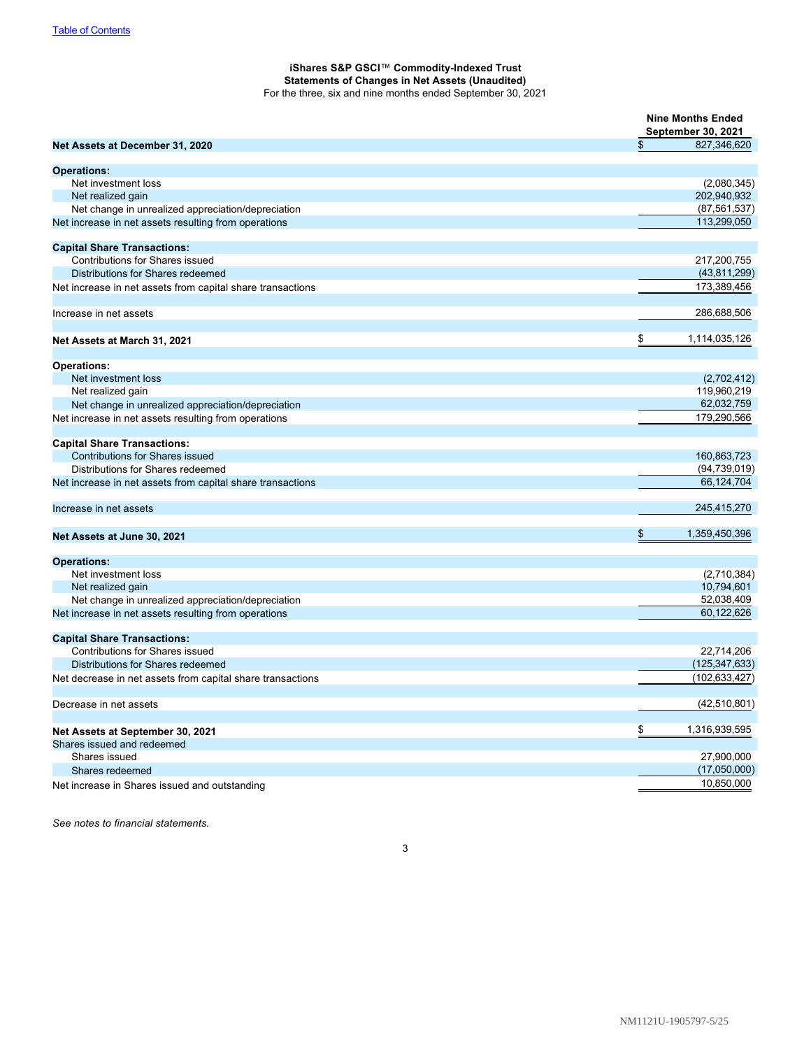[Table of Contents](#)

**iShares S&P GSCI™ Commodity-Indexed Trust**
**Statements of Changes in Net Assets (Unaudited)**
For the three, six and nine months ended September 30, 2021

| | Nine Months Ended September 30, 2021 |
|---|---|
| **Net Assets at December 31, 2020** | $ 827,346,620 |
| | |
| **Operations:** | |
| Net investment loss | (2,080,345) |
| Net realized gain | 202,940,932 |
| Net change in unrealized appreciation/depreciation | (87,561,537) |
| Net increase in net assets resulting from operations | 113,299,050 |
| | |
| **Capital Share Transactions:** | |
| Contributions for Shares issued | 217,200,755 |
| Distributions for Shares redeemed | (43,811,299) |
| Net increase in net assets from capital share transactions | 173,389,456 |
| | |
| Increase in net assets | 286,688,506 |
| | |
| **Net Assets at March 31, 2021** | $ 1,114,035,126 |
| | |
| **Operations:** | |
| Net investment loss | (2,702,412) |
| Net realized gain | 119,960,219 |
| Net change in unrealized appreciation/depreciation | 62,032,759 |
| Net increase in net assets resulting from operations | 179,290,566 |
| | |
| **Capital Share Transactions:** | |
| Contributions for Shares issued | 160,863,723 |
| Distributions for Shares redeemed | (94,739,019) |
| Net increase in net assets from capital share transactions | 66,124,704 |
| | |
| Increase in net assets | 245,415,270 |
| | |
| **Net Assets at June 30, 2021** | $ 1,359,450,396 |
| | |
| **Operations:** | |
| Net investment loss | (2,710,384) |
| Net realized gain | 10,794,601 |
| Net change in unrealized appreciation/depreciation | 52,038,409 |
| Net increase in net assets resulting from operations | 60,122,626 |
| | |
| **Capital Share Transactions:** | |
| Contributions for Shares issued | 22,714,206 |
| Distributions for Shares redeemed | (125,347,633) |
| Net decrease in net assets from capital share transactions | (102,633,427) |
| | |
| Decrease in net assets | (42,510,801) |
| | |
| **Net Assets at September 30, 2021** | $ 1,316,939,595 |
| Shares issued and redeemed | |
| Shares issued | 27,900,000 |
| Shares redeemed | (17,050,000) |
| Net increase in Shares issued and outstanding | 10,850,000 |

*See notes to financial statements.*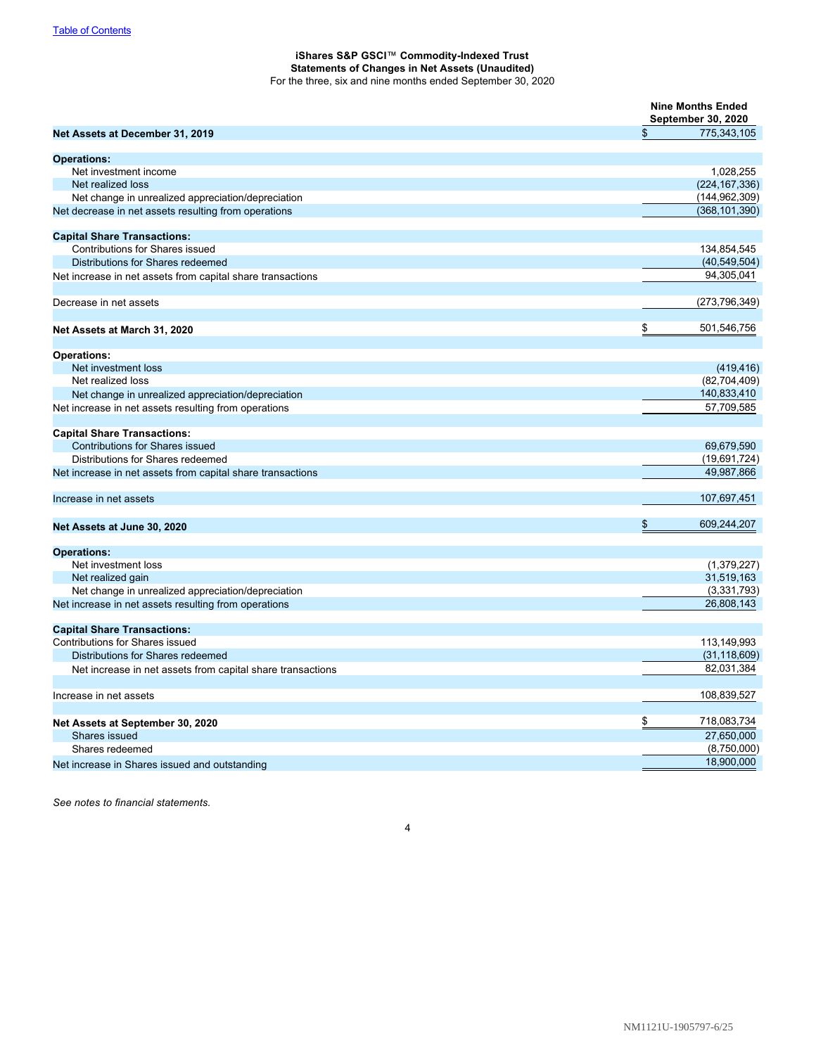[Table of Contents](#)

**iShares S&P GSCI™ Commodity-Indexed Trust**
**Statements of Changes in Net Assets (Unaudited)**
For the three, six and nine months ended September 30, 2020

| | Nine Months Ended September 30, 2020 |
|---|---|
| **Net Assets at December 31, 2019** | $ 775,343,105 |
| | |
| **Operations:** | |
| Net investment income | 1,028,255 |
| Net realized loss | (224,167,336) |
| Net change in unrealized appreciation/depreciation | (144,962,309) |
| Net decrease in net assets resulting from operations | (368,101,390) |
| | |
| **Capital Share Transactions:** | |
| Contributions for Shares issued | 134,854,545 |
| Distributions for Shares redeemed | (40,549,504) |
| Net increase in net assets from capital share transactions | 94,305,041 |
| | |
| Decrease in net assets | (273,796,349) |
| | |
| **Net Assets at March 31, 2020** | $ 501,546,756 |
| | |
| **Operations:** | |
| Net investment loss | (419,416) |
| Net realized loss | (82,704,409) |
| Net change in unrealized appreciation/depreciation | 140,833,410 |
| Net increase in net assets resulting from operations | 57,709,585 |
| | |
| **Capital Share Transactions:** | |
| Contributions for Shares issued | 69,679,590 |
| Distributions for Shares redeemed | (19,691,724) |
| Net increase in net assets from capital share transactions | 49,987,866 |
| | |
| Increase in net assets | 107,697,451 |
| | |
| **Net Assets at June 30, 2020** | $ 609,244,207 |
| | |
| **Operations:** | |
| Net investment loss | (1,379,227) |
| Net realized gain | 31,519,163 |
| Net change in unrealized appreciation/depreciation | (3,331,793) |
| Net increase in net assets resulting from operations | 26,808,143 |
| | |
| **Capital Share Transactions:** | |
| Contributions for Shares issued | 113,149,993 |
| Distributions for Shares redeemed | (31,118,609) |
| Net increase in net assets from capital share transactions | 82,031,384 |
| | |
| Increase in net assets | 108,839,527 |
| | |
| **Net Assets at September 30, 2020** | $ 718,083,734 |
| Shares issued | 27,650,000 |
| Shares redeemed | (8,750,000) |
| Net increase in Shares issued and outstanding | 18,900,000 |

*See notes to financial statements.*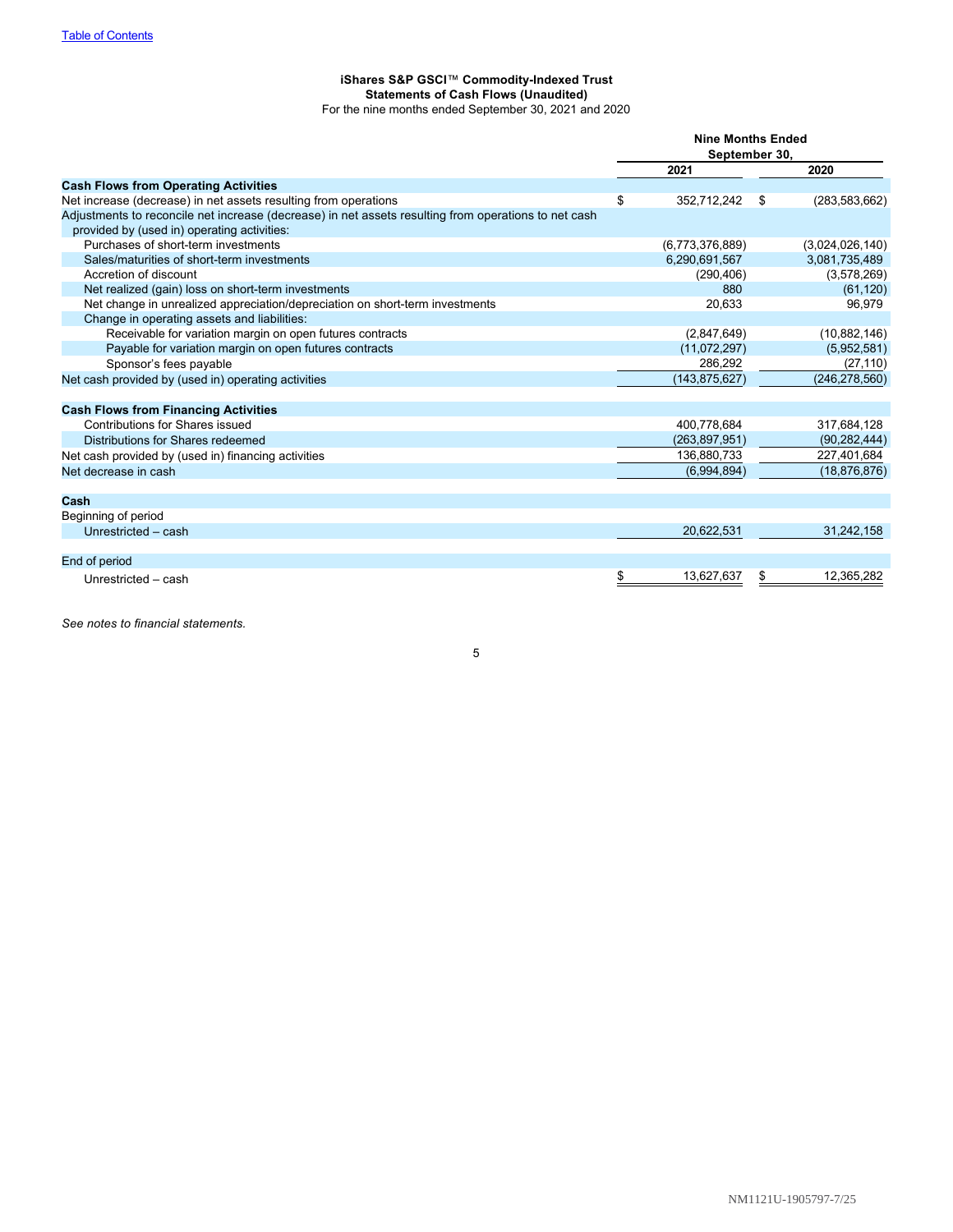[Table of Contents](#)

**iShares S&P GSCI™ Commodity-Indexed Trust**
**Statements of Cash Flows (Unaudited)**
For the nine months ended September 30, 2021 and 2020

| | Nine Months Ended September 30, | |
|---|---|---|
| | **2021** | **2020** |
| **Cash Flows from Operating Activities** | | |
| Net increase (decrease) in net assets resulting from operations | $ 352,712,242 | $ (283,583,662) |
| Adjustments to reconcile net increase (decrease) in net assets resulting from operations to net cash provided by (used in) operating activities: | | |
| Purchases of short-term investments | (6,773,376,889) | (3,024,026,140) |
| Sales/maturities of short-term investments | 6,290,691,567 | 3,081,735,489 |
| Accretion of discount | (290,406) | (3,578,269) |
| Net realized (gain) loss on short-term investments | 880 | (61,120) |
| Net change in unrealized appreciation/depreciation on short-term investments | 20,633 | 96,979 |
| Change in operating assets and liabilities: | | |
| Receivable for variation margin on open futures contracts | (2,847,649) | (10,882,146) |
| Payable for variation margin on open futures contracts | (11,072,297) | (5,952,581) |
| Sponsor's fees payable | 286,292 | (27,110) |
| Net cash provided by (used in) operating activities | (143,875,627) | (246,278,560) |
| | | |
| **Cash Flows from Financing Activities** | | |
| Contributions for Shares issued | 400,778,684 | 317,684,128 |
| Distributions for Shares redeemed | (263,897,951) | (90,282,444) |
| Net cash provided by (used in) financing activities | 136,880,733 | 227,401,684 |
| Net decrease in cash | (6,994,894) | (18,876,876) |
| | | |
| **Cash** | | |
| Beginning of period | | |
| Unrestricted – cash | 20,622,531 | 31,242,158 |
| | | |
| End of period | | |
| Unrestricted – cash | $ 13,627,637 | $ 12,365,282 |

*See notes to financial statements.*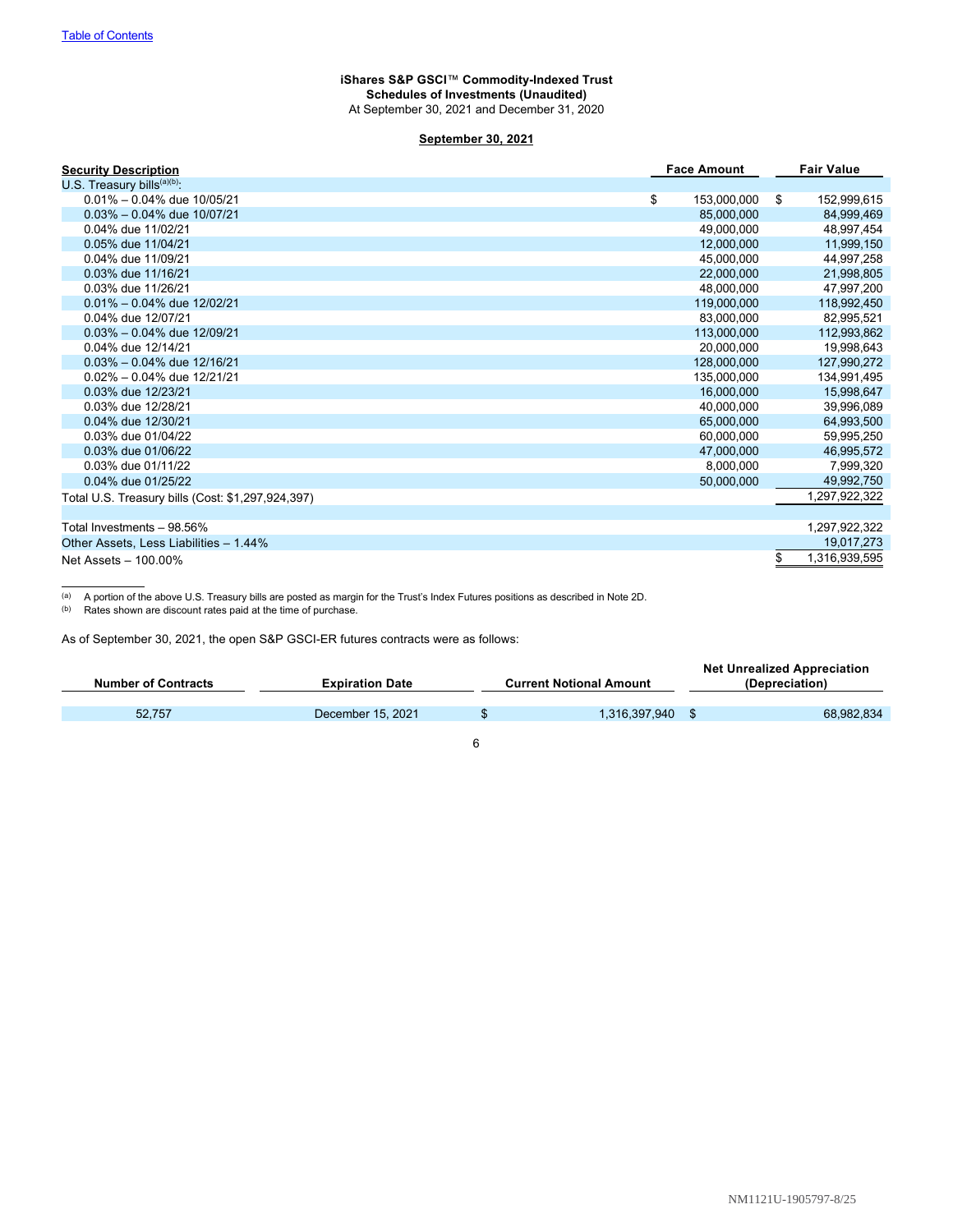[Table of Contents](#)

**iShares S&P GSCI™ Commodity-Indexed Trust**
**Schedules of Investments (Unaudited)**
At September 30, 2021 and December 31, 2020

**September 30, 2021**

| Security Description | Face Amount | Fair Value |
|---|---|---|
| U.S. Treasury bills[(a)(b)]: | | |
| 0.01% – 0.04% due 10/05/21 | $ 153,000,000 | $ 152,999,615 |
| 0.03% – 0.04% due 10/07/21 | 85,000,000 | 84,999,469 |
| 0.04% due 11/02/21 | 49,000,000 | 48,997,454 |
| 0.05% due 11/04/21 | 12,000,000 | 11,999,150 |
| 0.04% due 11/09/21 | 45,000,000 | 44,997,258 |
| 0.03% due 11/16/21 | 22,000,000 | 21,998,805 |
| 0.03% due 11/26/21 | 48,000,000 | 47,997,200 |
| 0.01% – 0.04% due 12/02/21 | 119,000,000 | 118,992,450 |
| 0.04% due 12/07/21 | 83,000,000 | 82,995,521 |
| 0.03% – 0.04% due 12/09/21 | 113,000,000 | 112,993,862 |
| 0.04% due 12/14/21 | 20,000,000 | 19,998,643 |
| 0.03% – 0.04% due 12/16/21 | 128,000,000 | 127,990,272 |
| 0.02% – 0.04% due 12/21/21 | 135,000,000 | 134,991,495 |
| 0.03% due 12/23/21 | 16,000,000 | 15,998,647 |
| 0.03% due 12/28/21 | 40,000,000 | 39,996,089 |
| 0.04% due 12/30/21 | 65,000,000 | 64,993,500 |
| 0.03% due 01/04/22 | 60,000,000 | 59,995,250 |
| 0.03% due 01/06/22 | 47,000,000 | 46,995,572 |
| 0.03% due 01/11/22 | 8,000,000 | 7,999,320 |
| 0.04% due 01/25/22 | 50,000,000 | 49,992,750 |
| Total U.S. Treasury bills (Cost: $1,297,924,397) | | 1,297,922,322 |
| | | |
| Total Investments – 98.56% | | 1,297,922,322 |
| Other Assets, Less Liabilities – 1.44% | | 19,017,273 |
| Net Assets – 100.00% | | $ 1,316,939,595 |

(a) A portion of the above U.S. Treasury bills are posted as margin for the Trust's Index Futures positions as described in Note 2D.
(b) Rates shown are discount rates paid at the time of purchase.

As of September 30, 2021, the open S&P GSCI-ER futures contracts were as follows:

| Number of Contracts | Expiration Date | Current Notional Amount | Net Unrealized Appreciation (Depreciation) |
|---|---|---|---|
| 52,757 | December 15, 2021 | $ 1,316,397,940 | $ 68,982,834 |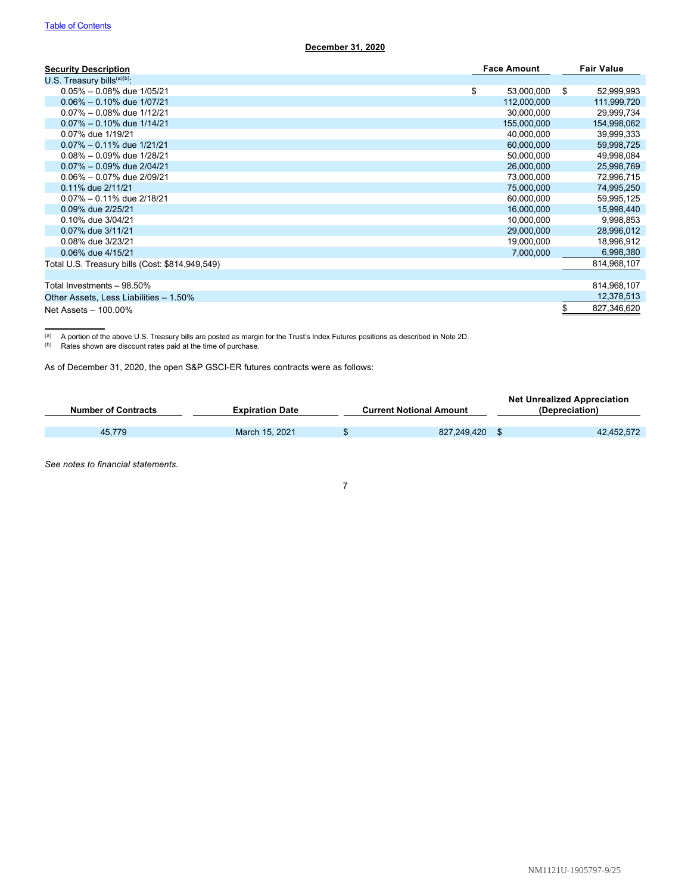Table of Contents

**December 31, 2020**

| **Security Description** | **Face Amount** | **Fair Value** |
|---|---|---|
| U.S. Treasury bills[(a)(b)]: | | |
| 0.05% – 0.08% due 1/05/21 | $ 53,000,000 | $ 52,999,993 |
| 0.06% – 0.10% due 1/07/21 | 112,000,000 | 111,999,720 |
| 0.07% – 0.08% due 1/12/21 | 30,000,000 | 29,999,734 |
| 0.07% – 0.10% due 1/14/21 | 155,000,000 | 154,998,062 |
| 0.07% due 1/19/21 | 40,000,000 | 39,999,333 |
| 0.07% – 0.11% due 1/21/21 | 60,000,000 | 59,998,725 |
| 0.08% – 0.09% due 1/28/21 | 50,000,000 | 49,998,084 |
| 0.07% – 0.09% due 2/04/21 | 26,000,000 | 25,998,769 |
| 0.06% – 0.07% due 2/09/21 | 73,000,000 | 72,996,715 |
| 0.11% due 2/11/21 | 75,000,000 | 74,995,250 |
| 0.07% – 0.11% due 2/18/21 | 60,000,000 | 59,995,125 |
| 0.09% due 2/25/21 | 16,000,000 | 15,998,440 |
| 0.10% due 3/04/21 | 10,000,000 | 9,998,853 |
| 0.07% due 3/11/21 | 29,000,000 | 28,996,012 |
| 0.08% due 3/23/21 | 19,000,000 | 18,996,912 |
| 0.06% due 4/15/21 | 7,000,000 | 6,998,380 |
| Total U.S. Treasury bills (Cost: $814,949,549) | | 814,968,107 |
| | | |
| Total Investments – 98.50% | | 814,968,107 |
| Other Assets, Less Liabilities – 1.50% | | 12,378,513 |
| Net Assets – 100.00% | | $ 827,346,620 |

(a) A portion of the above U.S. Treasury bills are posted as margin for the Trust's Index Futures positions as described in Note 2D.
(b) Rates shown are discount rates paid at the time of purchase.

As of December 31, 2020, the open S&P GSCI-ER futures contracts were as follows:

| **Number of Contracts** | **Expiration Date** | **Current Notional Amount** | **Net Unrealized Appreciation (Depreciation)** |
|---|---|---|---|
| 45,779 | March 15, 2021 | $ 827,249,420 | $ 42,452,572 |

*See notes to financial statements.*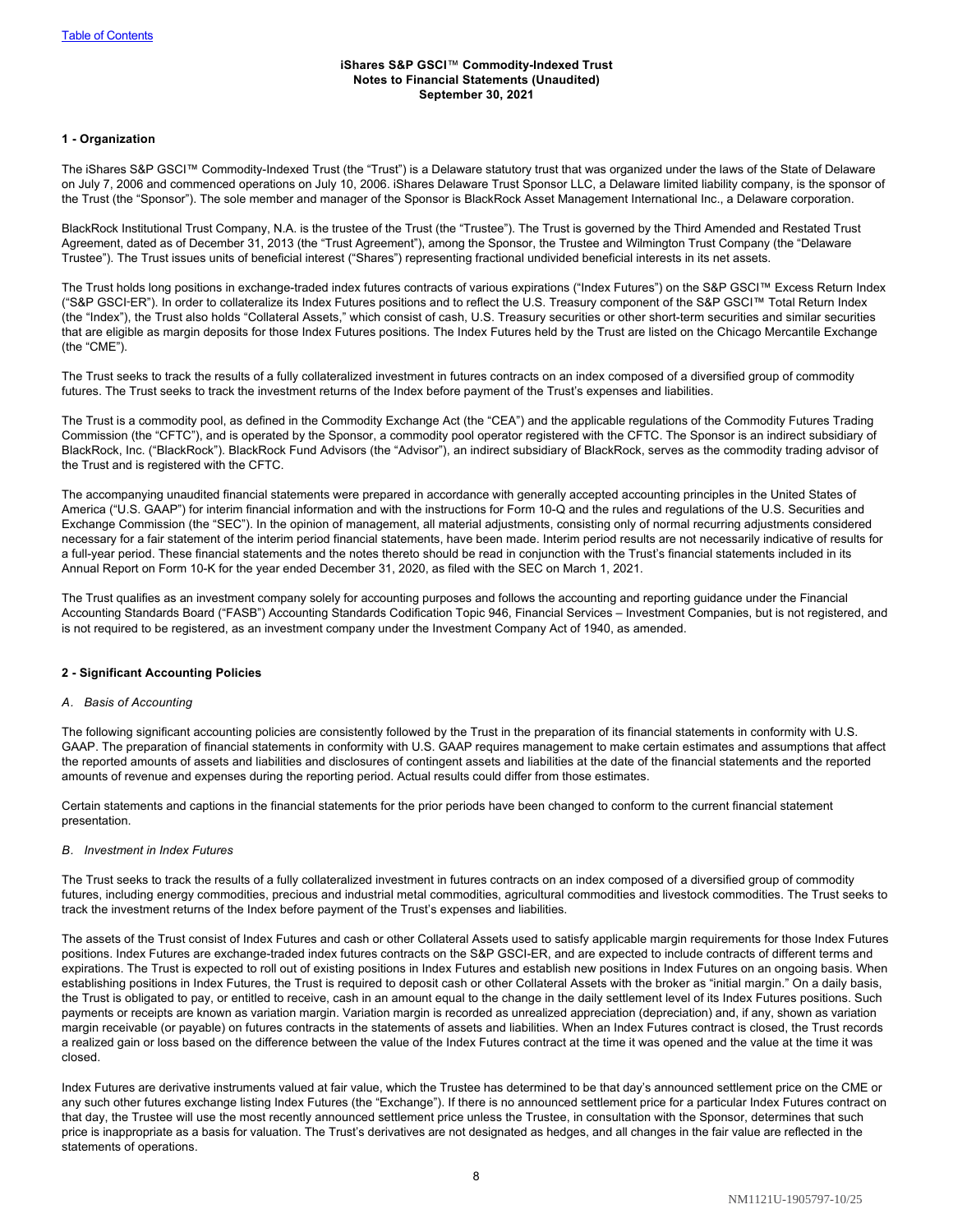**iShares S&P GSCI™ Commodity-Indexed Trust**
**Notes to Financial Statements (Unaudited)**
**September 30, 2021**

## 1 - Organization

The iShares S&P GSCI™ Commodity-Indexed Trust (the "Trust") is a Delaware statutory trust that was organized under the laws of the State of Delaware on July 7, 2006 and commenced operations on July 10, 2006. iShares Delaware Trust Sponsor LLC, a Delaware limited liability company, is the sponsor of the Trust (the "Sponsor"). The sole member and manager of the Sponsor is BlackRock Asset Management International Inc., a Delaware corporation.

BlackRock Institutional Trust Company, N.A. is the trustee of the Trust (the "Trustee"). The Trust is governed by the Third Amended and Restated Trust Agreement, dated as of December 31, 2013 (the "Trust Agreement"), among the Sponsor, the Trustee and Wilmington Trust Company (the "Delaware Trustee"). The Trust issues units of beneficial interest ("Shares") representing fractional undivided beneficial interests in its net assets.

The Trust holds long positions in exchange-traded index futures contracts of various expirations ("Index Futures") on the S&P GSCI™ Excess Return Index ("S&P GSCI-ER"). In order to collateralize its Index Futures positions and to reflect the U.S. Treasury component of the S&P GSCI™ Total Return Index (the "Index"), the Trust also holds "Collateral Assets," which consist of cash, U.S. Treasury securities or other short-term securities and similar securities that are eligible as margin deposits for those Index Futures positions. The Index Futures held by the Trust are listed on the Chicago Mercantile Exchange (the "CME").

The Trust seeks to track the results of a fully collateralized investment in futures contracts on an index composed of a diversified group of commodity futures. The Trust seeks to track the investment returns of the Index before payment of the Trust's expenses and liabilities.

The Trust is a commodity pool, as defined in the Commodity Exchange Act (the "CEA") and the applicable regulations of the Commodity Futures Trading Commission (the "CFTC"), and is operated by the Sponsor, a commodity pool operator registered with the CFTC. The Sponsor is an indirect subsidiary of BlackRock, Inc. ("BlackRock"). BlackRock Fund Advisors (the "Advisor"), an indirect subsidiary of BlackRock, serves as the commodity trading advisor of the Trust and is registered with the CFTC.

The accompanying unaudited financial statements were prepared in accordance with generally accepted accounting principles in the United States of America ("U.S. GAAP") for interim financial information and with the instructions for Form 10-Q and the rules and regulations of the U.S. Securities and Exchange Commission (the "SEC"). In the opinion of management, all material adjustments, consisting only of normal recurring adjustments considered necessary for a fair statement of the interim period financial statements, have been made. Interim period results are not necessarily indicative of results for a full-year period. These financial statements and the notes thereto should be read in conjunction with the Trust's financial statements included in its Annual Report on Form 10-K for the year ended December 31, 2020, as filed with the SEC on March 1, 2021.

The Trust qualifies as an investment company solely for accounting purposes and follows the accounting and reporting guidance under the Financial Accounting Standards Board ("FASB") Accounting Standards Codification Topic 946, Financial Services – Investment Companies, but is not registered, and is not required to be registered, as an investment company under the Investment Company Act of 1940, as amended.

## 2 - Significant Accounting Policies

### *A. Basis of Accounting*

The following significant accounting policies are consistently followed by the Trust in the preparation of its financial statements in conformity with U.S. GAAP. The preparation of financial statements in conformity with U.S. GAAP requires management to make certain estimates and assumptions that affect the reported amounts of assets and liabilities and disclosures of contingent assets and liabilities at the date of the financial statements and the reported amounts of revenue and expenses during the reporting period. Actual results could differ from those estimates.

Certain statements and captions in the financial statements for the prior periods have been changed to conform to the current financial statement presentation.

### *B. Investment in Index Futures*

The Trust seeks to track the results of a fully collateralized investment in futures contracts on an index composed of a diversified group of commodity futures, including energy commodities, precious and industrial metal commodities, agricultural commodities and livestock commodities. The Trust seeks to track the investment returns of the Index before payment of the Trust's expenses and liabilities.

The assets of the Trust consist of Index Futures and cash or other Collateral Assets used to satisfy applicable margin requirements for those Index Futures positions. Index Futures are exchange-traded index futures contracts on the S&P GSCI-ER, and are expected to include contracts of different terms and expirations. The Trust is expected to roll out of existing positions in Index Futures and establish new positions in Index Futures on an ongoing basis. When establishing positions in Index Futures, the Trust is required to deposit cash or other Collateral Assets with the broker as "initial margin." On a daily basis, the Trust is obligated to pay, or entitled to receive, cash in an amount equal to the change in the daily settlement level of its Index Futures positions. Such payments or receipts are known as variation margin. Variation margin is recorded as unrealized appreciation (depreciation) and, if any, shown as variation margin receivable (or payable) on futures contracts in the statements of assets and liabilities. When an Index Futures contract is closed, the Trust records a realized gain or loss based on the difference between the value of the Index Futures contract at the time it was opened and the value at the time it was closed.

Index Futures are derivative instruments valued at fair value, which the Trustee has determined to be that day's announced settlement price on the CME or any such other futures exchange listing Index Futures (the "Exchange"). If there is no announced settlement price for a particular Index Futures contract on that day, the Trustee will use the most recently announced settlement price unless the Trustee, in consultation with the Sponsor, determines that such price is inappropriate as a basis for valuation. The Trust's derivatives are not designated as hedges, and all changes in the fair value are reflected in the statements of operations.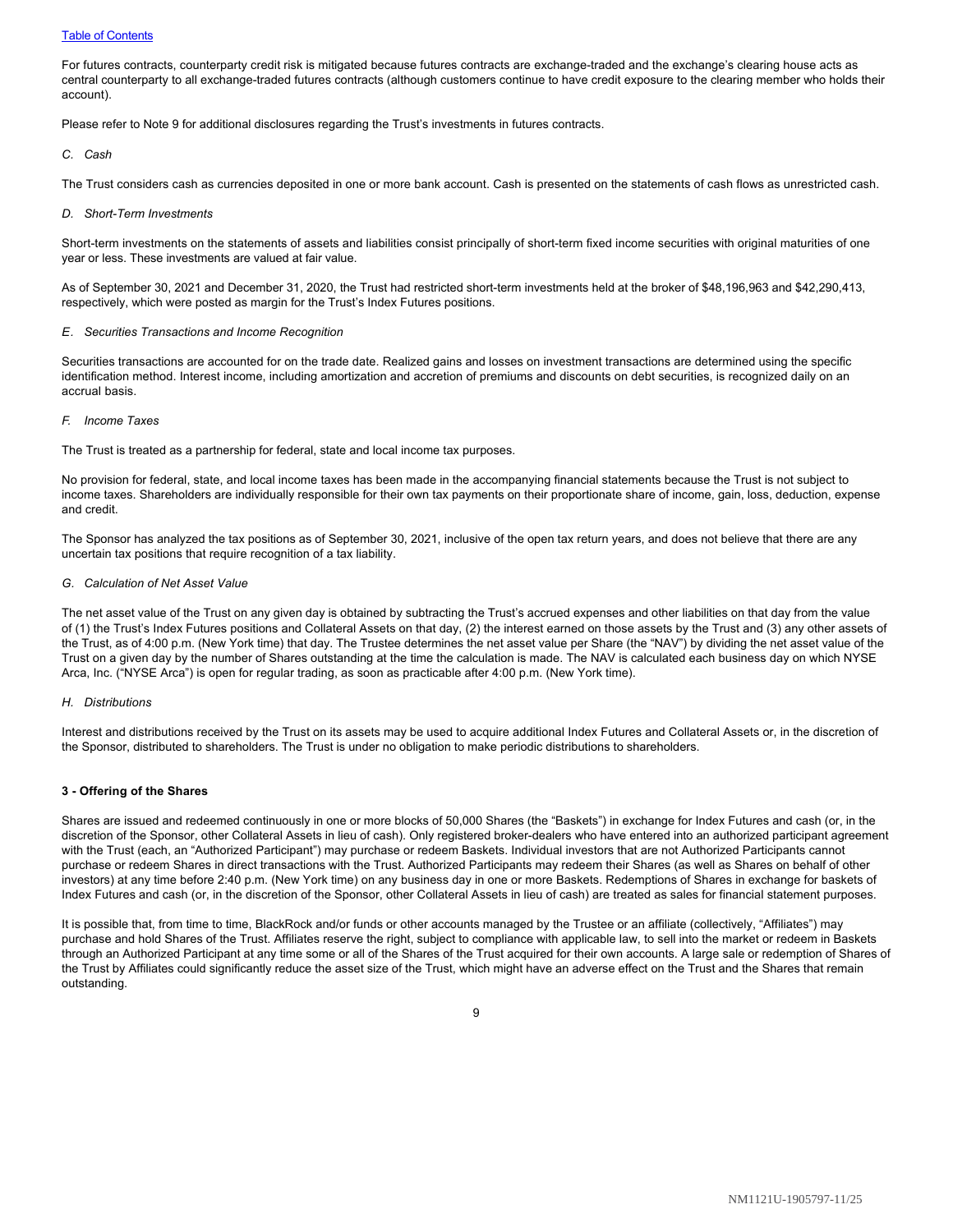For futures contracts, counterparty credit risk is mitigated because futures contracts are exchange-traded and the exchange's clearing house acts as central counterparty to all exchange-traded futures contracts (although customers continue to have credit exposure to the clearing member who holds their account).

Please refer to Note 9 for additional disclosures regarding the Trust's investments in futures contracts.

*C. Cash*

The Trust considers cash as currencies deposited in one or more bank account. Cash is presented on the statements of cash flows as unrestricted cash.

*D. Short-Term Investments*

Short-term investments on the statements of assets and liabilities consist principally of short-term fixed income securities with original maturities of one year or less. These investments are valued at fair value.

As of September 30, 2021 and December 31, 2020, the Trust had restricted short-term investments held at the broker of $48,196,963 and $42,290,413, respectively, which were posted as margin for the Trust's Index Futures positions.

*E. Securities Transactions and Income Recognition*

Securities transactions are accounted for on the trade date. Realized gains and losses on investment transactions are determined using the specific identification method. Interest income, including amortization and accretion of premiums and discounts on debt securities, is recognized daily on an accrual basis.

*F. Income Taxes*

The Trust is treated as a partnership for federal, state and local income tax purposes.

No provision for federal, state, and local income taxes has been made in the accompanying financial statements because the Trust is not subject to income taxes. Shareholders are individually responsible for their own tax payments on their proportionate share of income, gain, loss, deduction, expense and credit.

The Sponsor has analyzed the tax positions as of September 30, 2021, inclusive of the open tax return years, and does not believe that there are any uncertain tax positions that require recognition of a tax liability.

*G. Calculation of Net Asset Value*

The net asset value of the Trust on any given day is obtained by subtracting the Trust's accrued expenses and other liabilities on that day from the value of (1) the Trust's Index Futures positions and Collateral Assets on that day, (2) the interest earned on those assets by the Trust and (3) any other assets of the Trust, as of 4:00 p.m. (New York time) that day. The Trustee determines the net asset value per Share (the "NAV") by dividing the net asset value of the Trust on a given day by the number of Shares outstanding at the time the calculation is made. The NAV is calculated each business day on which NYSE Arca, Inc. ("NYSE Arca") is open for regular trading, as soon as practicable after 4:00 p.m. (New York time).

*H. Distributions*

Interest and distributions received by the Trust on its assets may be used to acquire additional Index Futures and Collateral Assets or, in the discretion of the Sponsor, distributed to shareholders. The Trust is under no obligation to make periodic distributions to shareholders.

**3 - Offering of the Shares**

Shares are issued and redeemed continuously in one or more blocks of 50,000 Shares (the "Baskets") in exchange for Index Futures and cash (or, in the discretion of the Sponsor, other Collateral Assets in lieu of cash). Only registered broker-dealers who have entered into an authorized participant agreement with the Trust (each, an "Authorized Participant") may purchase or redeem Baskets. Individual investors that are not Authorized Participants cannot purchase or redeem Shares in direct transactions with the Trust. Authorized Participants may redeem their Shares (as well as Shares on behalf of other investors) at any time before 2:40 p.m. (New York time) on any business day in one or more Baskets. Redemptions of Shares in exchange for baskets of Index Futures and cash (or, in the discretion of the Sponsor, other Collateral Assets in lieu of cash) are treated as sales for financial statement purposes.

It is possible that, from time to time, BlackRock and/or funds or other accounts managed by the Trustee or an affiliate (collectively, "Affiliates") may purchase and hold Shares of the Trust. Affiliates reserve the right, subject to compliance with applicable law, to sell into the market or redeem in Baskets through an Authorized Participant at any time some or all of the Shares of the Trust acquired for their own accounts. A large sale or redemption of Shares of the Trust by Affiliates could significantly reduce the asset size of the Trust, which might have an adverse effect on the Trust and the Shares that remain outstanding.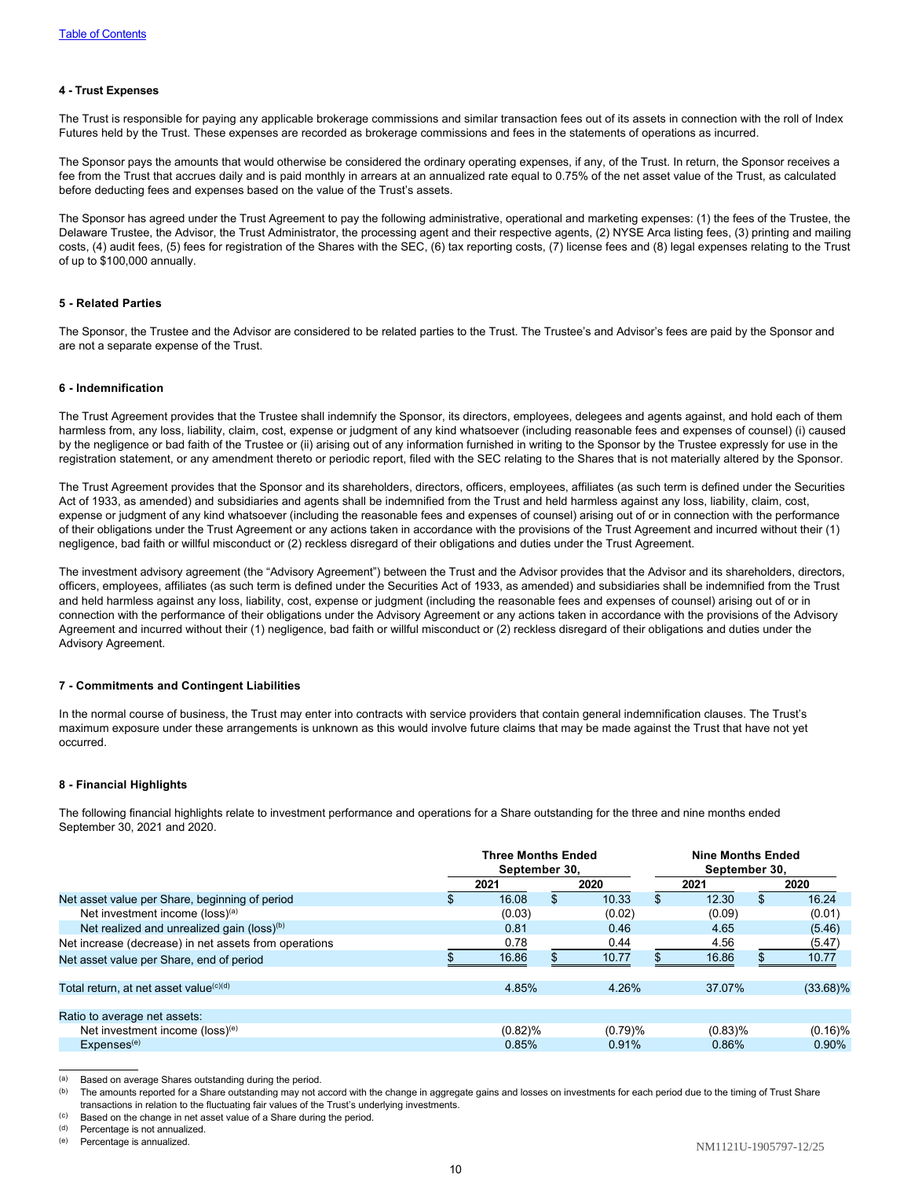#### 4 - Trust Expenses

The Trust is responsible for paying any applicable brokerage commissions and similar transaction fees out of its assets in connection with the roll of Index Futures held by the Trust. These expenses are recorded as brokerage commissions and fees in the statements of operations as incurred.

The Sponsor pays the amounts that would otherwise be considered the ordinary operating expenses, if any, of the Trust. In return, the Sponsor receives a fee from the Trust that accrues daily and is paid monthly in arrears at an annualized rate equal to 0.75% of the net asset value of the Trust, as calculated before deducting fees and expenses based on the value of the Trust's assets.

The Sponsor has agreed under the Trust Agreement to pay the following administrative, operational and marketing expenses: (1) the fees of the Trustee, the Delaware Trustee, the Advisor, the Trust Administrator, the processing agent and their respective agents, (2) NYSE Arca listing fees, (3) printing and mailing costs, (4) audit fees, (5) fees for registration of the Shares with the SEC, (6) tax reporting costs, (7) license fees and (8) legal expenses relating to the Trust of up to $100,000 annually.

#### 5 - Related Parties

The Sponsor, the Trustee and the Advisor are considered to be related parties to the Trust. The Trustee's and Advisor's fees are paid by the Sponsor and are not a separate expense of the Trust.

#### 6 - Indemnification

The Trust Agreement provides that the Trustee shall indemnify the Sponsor, its directors, employees, delegees and agents against, and hold each of them harmless from, any loss, liability, claim, cost, expense or judgment of any kind whatsoever (including reasonable fees and expenses of counsel) (i) caused by the negligence or bad faith of the Trustee or (ii) arising out of any information furnished in writing to the Sponsor by the Trustee expressly for use in the registration statement, or any amendment thereto or periodic report, filed with the SEC relating to the Shares that is not materially altered by the Sponsor.

The Trust Agreement provides that the Sponsor and its shareholders, directors, officers, employees, affiliates (as such term is defined under the Securities Act of 1933, as amended) and subsidiaries and agents shall be indemnified from the Trust and held harmless against any loss, liability, claim, cost, expense or judgment of any kind whatsoever (including the reasonable fees and expenses of counsel) arising out of or in connection with the performance of their obligations under the Trust Agreement or any actions taken in accordance with the provisions of the Trust Agreement and incurred without their (1) negligence, bad faith or willful misconduct or (2) reckless disregard of their obligations and duties under the Trust Agreement.

The investment advisory agreement (the "Advisory Agreement") between the Trust and the Advisor provides that the Advisor and its shareholders, directors, officers, employees, affiliates (as such term is defined under the Securities Act of 1933, as amended) and subsidiaries shall be indemnified from the Trust and held harmless against any loss, liability, cost, expense or judgment (including the reasonable fees and expenses of counsel) arising out of or in connection with the performance of their obligations under the Advisory Agreement or any actions taken in accordance with the provisions of the Advisory Agreement and incurred without their (1) negligence, bad faith or willful misconduct or (2) reckless disregard of their obligations and duties under the Advisory Agreement.

#### 7 - Commitments and Contingent Liabilities

In the normal course of business, the Trust may enter into contracts with service providers that contain general indemnification clauses. The Trust's maximum exposure under these arrangements is unknown as this would involve future claims that may be made against the Trust that have not yet occurred.

#### 8 - Financial Highlights

The following financial highlights relate to investment performance and operations for a Share outstanding for the three and nine months ended September 30, 2021 and 2020.

| | Three Months Ended September 30, | | Nine Months Ended September 30, | |
|---|---|---|---|---|
| | 2021 | 2020 | 2021 | 2020 |
| Net asset value per Share, beginning of period | $ 16.08 | $ 10.33 | $ 12.30 | $ 16.24 |
| Net investment income (loss)[(a)] | (0.03) | (0.02) | (0.09) | (0.01) |
| Net realized and unrealized gain (loss)[(b)] | 0.81 | 0.46 | 4.65 | (5.46) |
| Net increase (decrease) in net assets from operations | 0.78 | 0.44 | 4.56 | (5.47) |
| Net asset value per Share, end of period | $ 16.86 | $ 10.77 | $ 16.86 | $ 10.77 |
| | | | | |
| Total return, at net asset value[(c)(d)] | 4.85% | 4.26% | 37.07% | (33.68)% |
| | | | | |
| Ratio to average net assets: | | | | |
| Net investment income (loss)[(e)] | (0.82)% | (0.79)% | (0.83)% | (0.16)% |
| Expenses[(e)] | 0.85% | 0.91% | 0.86% | 0.90% |

(a) Based on average Shares outstanding during the period.
(b) The amounts reported for a Share outstanding may not accord with the change in aggregate gains and losses on investments for each period due to the timing of Trust Share transactions in relation to the fluctuating fair values of the Trust's underlying investments.
(c) Based on the change in net asset value of a Share during the period.
(d) Percentage is not annualized.
(e) Percentage is annualized.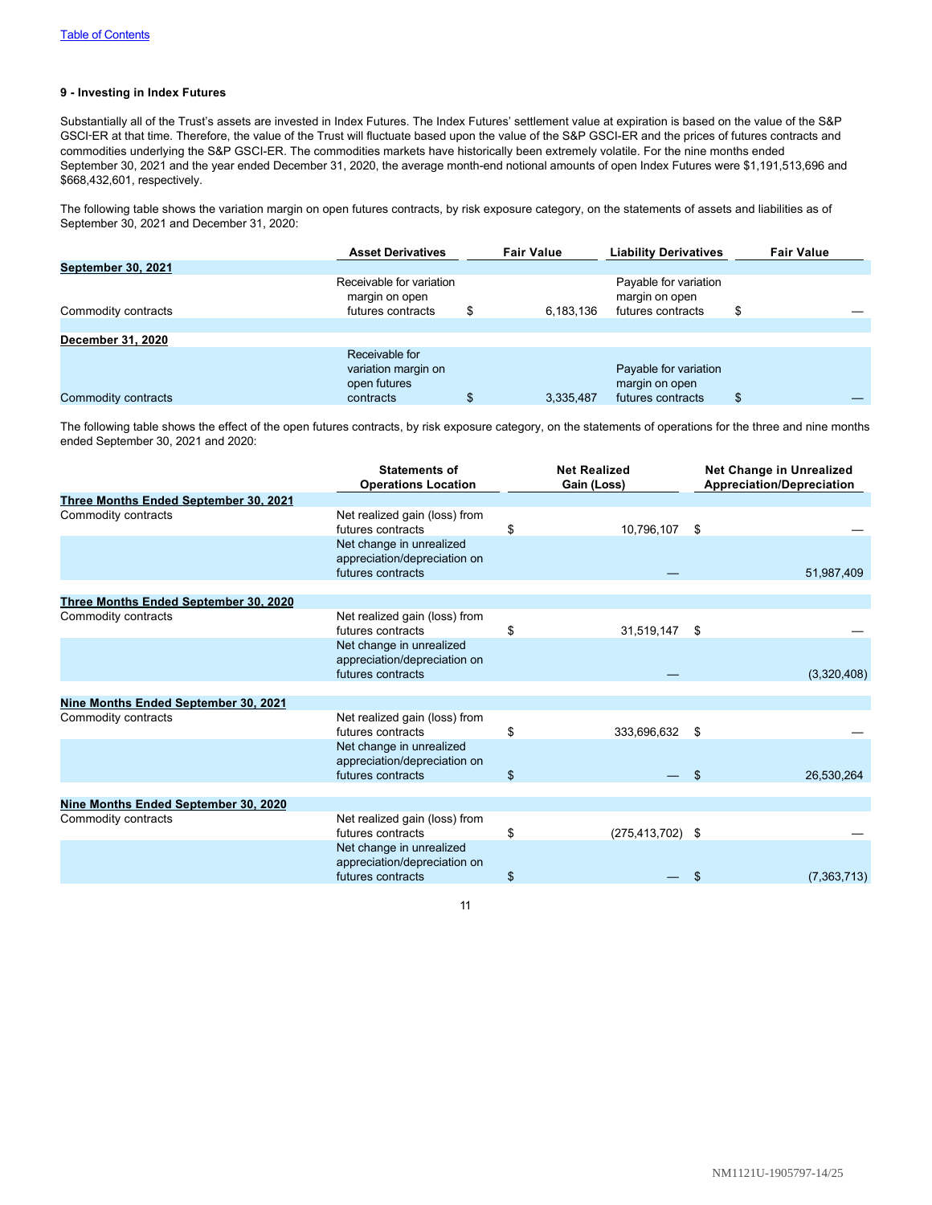### 9 - Investing in Index Futures

Substantially all of the Trust's assets are invested in Index Futures. The Index Futures' settlement value at expiration is based on the value of the S&P GSCI-ER at that time. Therefore, the value of the Trust will fluctuate based upon the value of the S&P GSCI-ER and the prices of futures contracts and commodities underlying the S&P GSCI-ER. The commodities markets have historically been extremely volatile. For the nine months ended September 30, 2021 and the year ended December 31, 2020, the average month-end notional amounts of open Index Futures were $1,191,513,696 and $668,432,601, respectively.

The following table shows the variation margin on open futures contracts, by risk exposure category, on the statements of assets and liabilities as of September 30, 2021 and December 31, 2020:

| | Asset Derivatives | Fair Value | Liability Derivatives | Fair Value |
|---|---|---|---|---|
| **September 30, 2021** | | | | |
| Commodity contracts | Receivable for variation margin on open futures contracts | $ 6,183,136 | Payable for variation margin on open futures contracts | $ — |
| **December 31, 2020** | | | | |
| Commodity contracts | Receivable for variation margin on open futures contracts | $ 3,335,487 | Payable for variation margin on open futures contracts | $ — |

The following table shows the effect of the open futures contracts, by risk exposure category, on the statements of operations for the three and nine months ended September 30, 2021 and 2020:

| | Statements of Operations Location | Net Realized Gain (Loss) | Net Change in Unrealized Appreciation/Depreciation |
|---|---|---|---|
| **Three Months Ended September 30, 2021** | | | |
| Commodity contracts | Net realized gain (loss) from futures contracts | $ 10,796,107 | $ — |
| | Net change in unrealized appreciation/depreciation on futures contracts | — | 51,987,409 |
| **Three Months Ended September 30, 2020** | | | |
| Commodity contracts | Net realized gain (loss) from futures contracts | $ 31,519,147 | $ — |
| | Net change in unrealized appreciation/depreciation on futures contracts | — | (3,320,408) |
| **Nine Months Ended September 30, 2021** | | | |
| Commodity contracts | Net realized gain (loss) from futures contracts | $ 333,696,632 | $ — |
| | Net change in unrealized appreciation/depreciation on futures contracts | $ — | $ 26,530,264 |
| **Nine Months Ended September 30, 2020** | | | |
| Commodity contracts | Net realized gain (loss) from futures contracts | $ (275,413,702) | $ — |
| | Net change in unrealized appreciation/depreciation on futures contracts | $ — | $ (7,363,713) |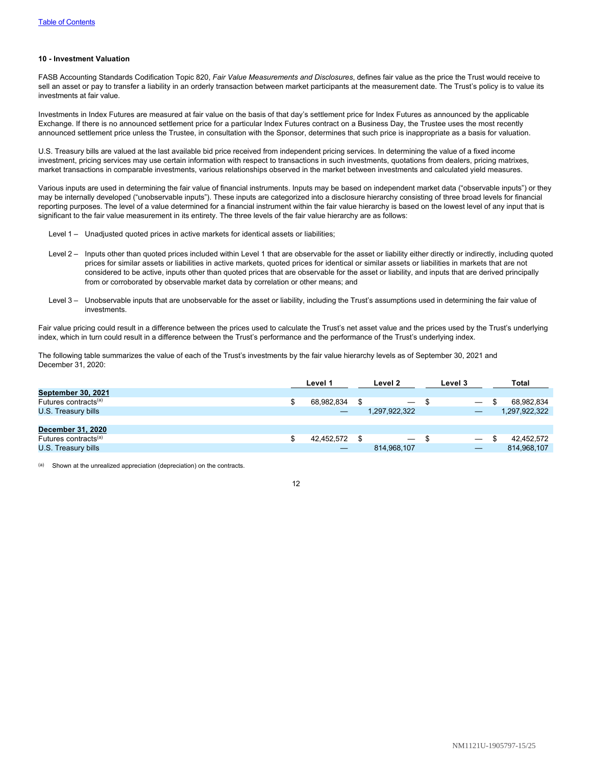#### 10 - Investment Valuation

FASB Accounting Standards Codification Topic 820, *Fair Value Measurements and Disclosures*, defines fair value as the price the Trust would receive to sell an asset or pay to transfer a liability in an orderly transaction between market participants at the measurement date. The Trust's policy is to value its investments at fair value.

Investments in Index Futures are measured at fair value on the basis of that day's settlement price for Index Futures as announced by the applicable Exchange. If there is no announced settlement price for a particular Index Futures contract on a Business Day, the Trustee uses the most recently announced settlement price unless the Trustee, in consultation with the Sponsor, determines that such price is inappropriate as a basis for valuation.

U.S. Treasury bills are valued at the last available bid price received from independent pricing services. In determining the value of a fixed income investment, pricing services may use certain information with respect to transactions in such investments, quotations from dealers, pricing matrixes, market transactions in comparable investments, various relationships observed in the market between investments and calculated yield measures.

Various inputs are used in determining the fair value of financial instruments. Inputs may be based on independent market data ("observable inputs") or they may be internally developed ("unobservable inputs"). These inputs are categorized into a disclosure hierarchy consisting of three broad levels for financial reporting purposes. The level of a value determined for a financial instrument within the fair value hierarchy is based on the lowest level of any input that is significant to the fair value measurement in its entirety. The three levels of the fair value hierarchy are as follows:

- Level 1 – Unadjusted quoted prices in active markets for identical assets or liabilities;
- Level 2 – Inputs other than quoted prices included within Level 1 that are observable for the asset or liability either directly or indirectly, including quoted prices for similar assets or liabilities in active markets, quoted prices for identical or similar assets or liabilities in markets that are not considered to be active, inputs other than quoted prices that are observable for the asset or liability, and inputs that are derived principally from or corroborated by observable market data by correlation or other means; and
- Level 3 – Unobservable inputs that are unobservable for the asset or liability, including the Trust's assumptions used in determining the fair value of investments.

Fair value pricing could result in a difference between the prices used to calculate the Trust's net asset value and the prices used by the Trust's underlying index, which in turn could result in a difference between the Trust's performance and the performance of the Trust's underlying index.

The following table summarizes the value of each of the Trust's investments by the fair value hierarchy levels as of September 30, 2021 and December 31, 2020:

| | Level 1 | Level 2 | Level 3 | Total |
|---|---|---|---|---|
| **September 30, 2021** | | | | |
| Futures contracts[(a)] | $ 68,982,834 | $ — | $ — | $ 68,982,834 |
| U.S. Treasury bills | — | 1,297,922,322 | — | 1,297,922,322 |
| **December 31, 2020** | | | | |
| Futures contracts[(a)] | $ 42,452,572 | $ — | $ — | $ 42,452,572 |
| U.S. Treasury bills | — | 814,968,107 | — | 814,968,107 |

(a) Shown at the unrealized appreciation (depreciation) on the contracts.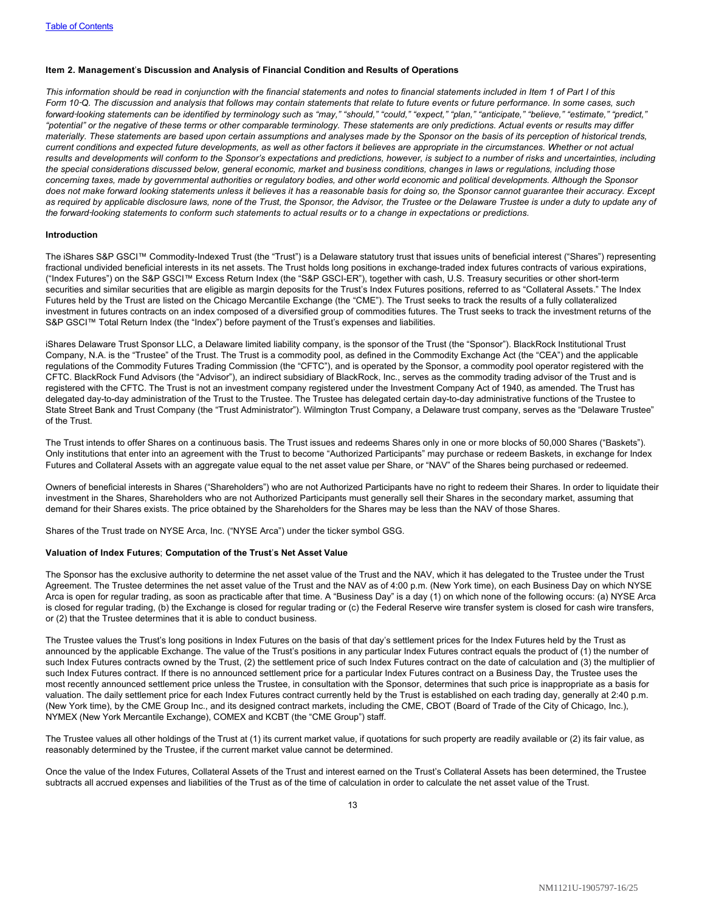[Table of Contents](#)

**Item 2. Management's Discussion and Analysis of Financial Condition and Results of Operations**

*This information should be read in conjunction with the financial statements and notes to financial statements included in Item 1 of Part I of this Form 10‑Q. The discussion and analysis that follows may contain statements that relate to future events or future performance. In some cases, such forward‑looking statements can be identified by terminology such as "may," "should," "could," "expect," "plan," "anticipate," "believe," "estimate," "predict," "potential" or the negative of these terms or other comparable terminology. These statements are only predictions. Actual events or results may differ materially. These statements are based upon certain assumptions and analyses made by the Sponsor on the basis of its perception of historical trends, current conditions and expected future developments, as well as other factors it believes are appropriate in the circumstances. Whether or not actual results and developments will conform to the Sponsor's expectations and predictions, however, is subject to a number of risks and uncertainties, including the special considerations discussed below, general economic, market and business conditions, changes in laws or regulations, including those concerning taxes, made by governmental authorities or regulatory bodies, and other world economic and political developments. Although the Sponsor does not make forward looking statements unless it believes it has a reasonable basis for doing so, the Sponsor cannot guarantee their accuracy. Except as required by applicable disclosure laws, none of the Trust, the Sponsor, the Advisor, the Trustee or the Delaware Trustee is under a duty to update any of the forward‑looking statements to conform such statements to actual results or to a change in expectations or predictions.*

**Introduction**

The iShares S&P GSCI™ Commodity-Indexed Trust (the "Trust") is a Delaware statutory trust that issues units of beneficial interest ("Shares") representing fractional undivided beneficial interests in its net assets. The Trust holds long positions in exchange-traded index futures contracts of various expirations, ("Index Futures") on the S&P GSCI™ Excess Return Index (the "S&P GSCI-ER"), together with cash, U.S. Treasury securities or other short-term securities and similar securities that are eligible as margin deposits for the Trust's Index Futures positions, referred to as "Collateral Assets." The Index Futures held by the Trust are listed on the Chicago Mercantile Exchange (the "CME"). The Trust seeks to track the results of a fully collateralized investment in futures contracts on an index composed of a diversified group of commodities futures. The Trust seeks to track the investment returns of the S&P GSCI™ Total Return Index (the "Index") before payment of the Trust's expenses and liabilities.

iShares Delaware Trust Sponsor LLC, a Delaware limited liability company, is the sponsor of the Trust (the "Sponsor"). BlackRock Institutional Trust Company, N.A. is the "Trustee" of the Trust. The Trust is a commodity pool, as defined in the Commodity Exchange Act (the "CEA") and the applicable regulations of the Commodity Futures Trading Commission (the "CFTC"), and is operated by the Sponsor, a commodity pool operator registered with the CFTC. BlackRock Fund Advisors (the "Advisor"), an indirect subsidiary of BlackRock, Inc., serves as the commodity trading advisor of the Trust and is registered with the CFTC. The Trust is not an investment company registered under the Investment Company Act of 1940, as amended. The Trust has delegated day-to-day administration of the Trust to the Trustee. The Trustee has delegated certain day-to-day administrative functions of the Trustee to State Street Bank and Trust Company (the "Trust Administrator"). Wilmington Trust Company, a Delaware trust company, serves as the "Delaware Trustee" of the Trust.

The Trust intends to offer Shares on a continuous basis. The Trust issues and redeems Shares only in one or more blocks of 50,000 Shares ("Baskets"). Only institutions that enter into an agreement with the Trust to become "Authorized Participants" may purchase or redeem Baskets, in exchange for Index Futures and Collateral Assets with an aggregate value equal to the net asset value per Share, or "NAV" of the Shares being purchased or redeemed.

Owners of beneficial interests in Shares ("Shareholders") who are not Authorized Participants have no right to redeem their Shares. In order to liquidate their investment in the Shares, Shareholders who are not Authorized Participants must generally sell their Shares in the secondary market, assuming that demand for their Shares exists. The price obtained by the Shareholders for the Shares may be less than the NAV of those Shares.

Shares of the Trust trade on NYSE Arca, Inc. ("NYSE Arca") under the ticker symbol GSG.

**Valuation of Index Futures**; **Computation of the Trust's Net Asset Value**

The Sponsor has the exclusive authority to determine the net asset value of the Trust and the NAV, which it has delegated to the Trustee under the Trust Agreement. The Trustee determines the net asset value of the Trust and the NAV as of 4:00 p.m. (New York time), on each Business Day on which NYSE Arca is open for regular trading, as soon as practicable after that time. A "Business Day" is a day (1) on which none of the following occurs: (a) NYSE Arca is closed for regular trading, (b) the Exchange is closed for regular trading or (c) the Federal Reserve wire transfer system is closed for cash wire transfers, or (2) that the Trustee determines that it is able to conduct business.

The Trustee values the Trust's long positions in Index Futures on the basis of that day's settlement prices for the Index Futures held by the Trust as announced by the applicable Exchange. The value of the Trust's positions in any particular Index Futures contract equals the product of (1) the number of such Index Futures contracts owned by the Trust, (2) the settlement price of such Index Futures contract on the date of calculation and (3) the multiplier of such Index Futures contract. If there is no announced settlement price for a particular Index Futures contract on a Business Day, the Trustee uses the most recently announced settlement price unless the Trustee, in consultation with the Sponsor, determines that such price is inappropriate as a basis for valuation. The daily settlement price for each Index Futures contract currently held by the Trust is established on each trading day, generally at 2:40 p.m. (New York time), by the CME Group Inc., and its designed contract markets, including the CME, CBOT (Board of Trade of the City of Chicago, Inc.), NYMEX (New York Mercantile Exchange), COMEX and KCBT (the "CME Group") staff.

The Trustee values all other holdings of the Trust at (1) its current market value, if quotations for such property are readily available or (2) its fair value, as reasonably determined by the Trustee, if the current market value cannot be determined.

Once the value of the Index Futures, Collateral Assets of the Trust and interest earned on the Trust's Collateral Assets has been determined, the Trustee subtracts all accrued expenses and liabilities of the Trust as of the time of calculation in order to calculate the net asset value of the Trust.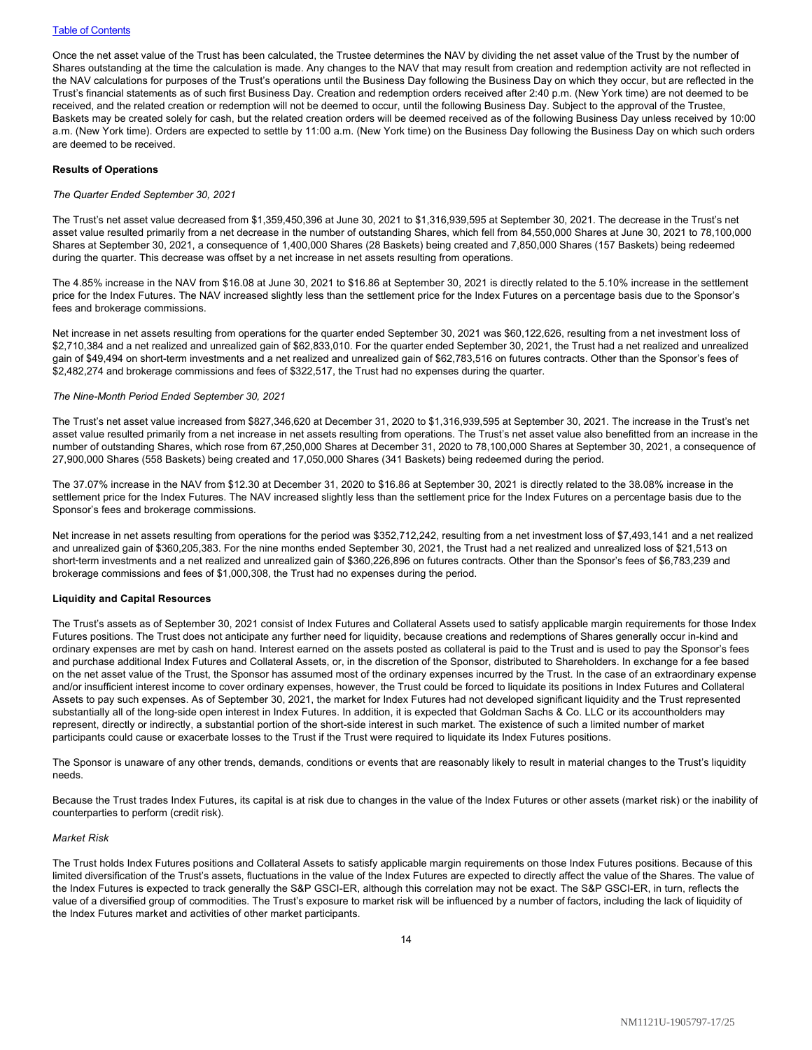Once the net asset value of the Trust has been calculated, the Trustee determines the NAV by dividing the net asset value of the Trust by the number of Shares outstanding at the time the calculation is made. Any changes to the NAV that may result from creation and redemption activity are not reflected in the NAV calculations for purposes of the Trust's operations until the Business Day following the Business Day on which they occur, but are reflected in the Trust's financial statements as of such first Business Day. Creation and redemption orders received after 2:40 p.m. (New York time) are not deemed to be received, and the related creation or redemption will not be deemed to occur, until the following Business Day. Subject to the approval of the Trustee, Baskets may be created solely for cash, but the related creation orders will be deemed received as of the following Business Day unless received by 10:00 a.m. (New York time). Orders are expected to settle by 11:00 a.m. (New York time) on the Business Day following the Business Day on which such orders are deemed to be received.

**Results of Operations**

*The Quarter Ended September 30, 2021*

The Trust's net asset value decreased from $1,359,450,396 at June 30, 2021 to $1,316,939,595 at September 30, 2021. The decrease in the Trust's net asset value resulted primarily from a net decrease in the number of outstanding Shares, which fell from 84,550,000 Shares at June 30, 2021 to 78,100,000 Shares at September 30, 2021, a consequence of 1,400,000 Shares (28 Baskets) being created and 7,850,000 Shares (157 Baskets) being redeemed during the quarter. This decrease was offset by a net increase in net assets resulting from operations.

The 4.85% increase in the NAV from $16.08 at June 30, 2021 to $16.86 at September 30, 2021 is directly related to the 5.10% increase in the settlement price for the Index Futures. The NAV increased slightly less than the settlement price for the Index Futures on a percentage basis due to the Sponsor's fees and brokerage commissions.

Net increase in net assets resulting from operations for the quarter ended September 30, 2021 was $60,122,626, resulting from a net investment loss of $2,710,384 and a net realized and unrealized gain of $62,833,010. For the quarter ended September 30, 2021, the Trust had a net realized and unrealized gain of $49,494 on short-term investments and a net realized and unrealized gain of $62,783,516 on futures contracts. Other than the Sponsor's fees of $2,482,274 and brokerage commissions and fees of $322,517, the Trust had no expenses during the quarter.

*The Nine-Month Period Ended September 30, 2021*

The Trust's net asset value increased from $827,346,620 at December 31, 2020 to $1,316,939,595 at September 30, 2021. The increase in the Trust's net asset value resulted primarily from a net increase in net assets resulting from operations. The Trust's net asset value also benefitted from an increase in the number of outstanding Shares, which rose from 67,250,000 Shares at December 31, 2020 to 78,100,000 Shares at September 30, 2021, a consequence of 27,900,000 Shares (558 Baskets) being created and 17,050,000 Shares (341 Baskets) being redeemed during the period.

The 37.07% increase in the NAV from $12.30 at December 31, 2020 to $16.86 at September 30, 2021 is directly related to the 38.08% increase in the settlement price for the Index Futures. The NAV increased slightly less than the settlement price for the Index Futures on a percentage basis due to the Sponsor's fees and brokerage commissions.

Net increase in net assets resulting from operations for the period was $352,712,242, resulting from a net investment loss of $7,493,141 and a net realized and unrealized gain of $360,205,383. For the nine months ended September 30, 2021, the Trust had a net realized and unrealized loss of $21,513 on short-term investments and a net realized and unrealized gain of $360,226,896 on futures contracts. Other than the Sponsor's fees of $6,783,239 and brokerage commissions and fees of $1,000,308, the Trust had no expenses during the period.

**Liquidity and Capital Resources**

The Trust's assets as of September 30, 2021 consist of Index Futures and Collateral Assets used to satisfy applicable margin requirements for those Index Futures positions. The Trust does not anticipate any further need for liquidity, because creations and redemptions of Shares generally occur in-kind and ordinary expenses are met by cash on hand. Interest earned on the assets posted as collateral is paid to the Trust and is used to pay the Sponsor's fees and purchase additional Index Futures and Collateral Assets, or, in the discretion of the Sponsor, distributed to Shareholders. In exchange for a fee based on the net asset value of the Trust, the Sponsor has assumed most of the ordinary expenses incurred by the Trust. In the case of an extraordinary expense and/or insufficient interest income to cover ordinary expenses, however, the Trust could be forced to liquidate its positions in Index Futures and Collateral Assets to pay such expenses. As of September 30, 2021, the market for Index Futures had not developed significant liquidity and the Trust represented substantially all of the long-side open interest in Index Futures. In addition, it is expected that Goldman Sachs & Co. LLC or its accountholders may represent, directly or indirectly, a substantial portion of the short-side interest in such market. The existence of such a limited number of market participants could cause or exacerbate losses to the Trust if the Trust were required to liquidate its Index Futures positions.

The Sponsor is unaware of any other trends, demands, conditions or events that are reasonably likely to result in material changes to the Trust's liquidity needs.

Because the Trust trades Index Futures, its capital is at risk due to changes in the value of the Index Futures or other assets (market risk) or the inability of counterparties to perform (credit risk).

*Market Risk*

The Trust holds Index Futures positions and Collateral Assets to satisfy applicable margin requirements on those Index Futures positions. Because of this limited diversification of the Trust's assets, fluctuations in the value of the Index Futures are expected to directly affect the value of the Shares. The value of the Index Futures is expected to track generally the S&P GSCI-ER, although this correlation may not be exact. The S&P GSCI-ER, in turn, reflects the value of a diversified group of commodities. The Trust's exposure to market risk will be influenced by a number of factors, including the lack of liquidity of the Index Futures market and activities of other market participants.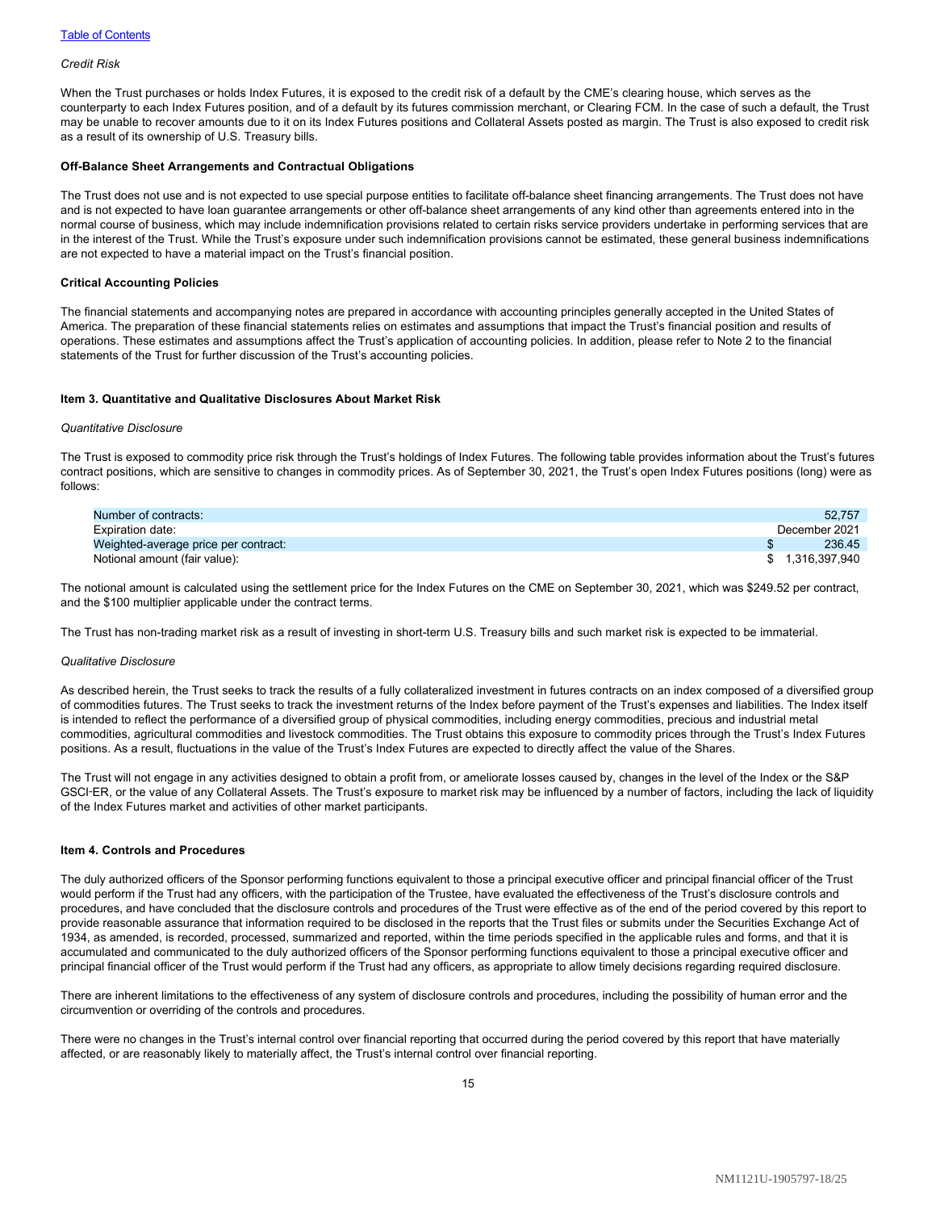*Credit Risk*

When the Trust purchases or holds Index Futures, it is exposed to the credit risk of a default by the CME's clearing house, which serves as the counterparty to each Index Futures position, and of a default by its futures commission merchant, or Clearing FCM. In the case of such a default, the Trust may be unable to recover amounts due to it on its Index Futures positions and Collateral Assets posted as margin. The Trust is also exposed to credit risk as a result of its ownership of U.S. Treasury bills.

**Off-Balance Sheet Arrangements and Contractual Obligations**

The Trust does not use and is not expected to use special purpose entities to facilitate off-balance sheet financing arrangements. The Trust does not have and is not expected to have loan guarantee arrangements or other off-balance sheet arrangements of any kind other than agreements entered into in the normal course of business, which may include indemnification provisions related to certain risks service providers undertake in performing services that are in the interest of the Trust. While the Trust's exposure under such indemnification provisions cannot be estimated, these general business indemnifications are not expected to have a material impact on the Trust's financial position.

**Critical Accounting Policies**

The financial statements and accompanying notes are prepared in accordance with accounting principles generally accepted in the United States of America. The preparation of these financial statements relies on estimates and assumptions that impact the Trust's financial position and results of operations. These estimates and assumptions affect the Trust's application of accounting policies. In addition, please refer to Note 2 to the financial statements of the Trust for further discussion of the Trust's accounting policies.

**Item 3. Quantitative and Qualitative Disclosures About Market Risk**

*Quantitative Disclosure*

The Trust is exposed to commodity price risk through the Trust's holdings of Index Futures. The following table provides information about the Trust's futures contract positions, which are sensitive to changes in commodity prices. As of September 30, 2021, the Trust's open Index Futures positions (long) were as follows:

| | |
|---|---|
| Number of contracts: | 52,757 |
| Expiration date: | December 2021 |
| Weighted-average price per contract: | $ 236.45 |
| Notional amount (fair value): | $ 1,316,397,940 |

The notional amount is calculated using the settlement price for the Index Futures on the CME on September 30, 2021, which was $249.52 per contract, and the $100 multiplier applicable under the contract terms.

The Trust has non-trading market risk as a result of investing in short-term U.S. Treasury bills and such market risk is expected to be immaterial.

*Qualitative Disclosure*

As described herein, the Trust seeks to track the results of a fully collateralized investment in futures contracts on an index composed of a diversified group of commodities futures. The Trust seeks to track the investment returns of the Index before payment of the Trust's expenses and liabilities. The Index itself is intended to reflect the performance of a diversified group of physical commodities, including energy commodities, precious and industrial metal commodities, agricultural commodities and livestock commodities. The Trust obtains this exposure to commodity prices through the Trust's Index Futures positions. As a result, fluctuations in the value of the Trust's Index Futures are expected to directly affect the value of the Shares.

The Trust will not engage in any activities designed to obtain a profit from, or ameliorate losses caused by, changes in the level of the Index or the S&P GSCI-ER, or the value of any Collateral Assets. The Trust's exposure to market risk may be influenced by a number of factors, including the lack of liquidity of the Index Futures market and activities of other market participants.

**Item 4. Controls and Procedures**

The duly authorized officers of the Sponsor performing functions equivalent to those a principal executive officer and principal financial officer of the Trust would perform if the Trust had any officers, with the participation of the Trustee, have evaluated the effectiveness of the Trust's disclosure controls and procedures, and have concluded that the disclosure controls and procedures of the Trust were effective as of the end of the period covered by this report to provide reasonable assurance that information required to be disclosed in the reports that the Trust files or submits under the Securities Exchange Act of 1934, as amended, is recorded, processed, summarized and reported, within the time periods specified in the applicable rules and forms, and that it is accumulated and communicated to the duly authorized officers of the Sponsor performing functions equivalent to those a principal executive officer and principal financial officer of the Trust would perform if the Trust had any officers, as appropriate to allow timely decisions regarding required disclosure.

There are inherent limitations to the effectiveness of any system of disclosure controls and procedures, including the possibility of human error and the circumvention or overriding of the controls and procedures.

There were no changes in the Trust's internal control over financial reporting that occurred during the period covered by this report that have materially affected, or are reasonably likely to materially affect, the Trust's internal control over financial reporting.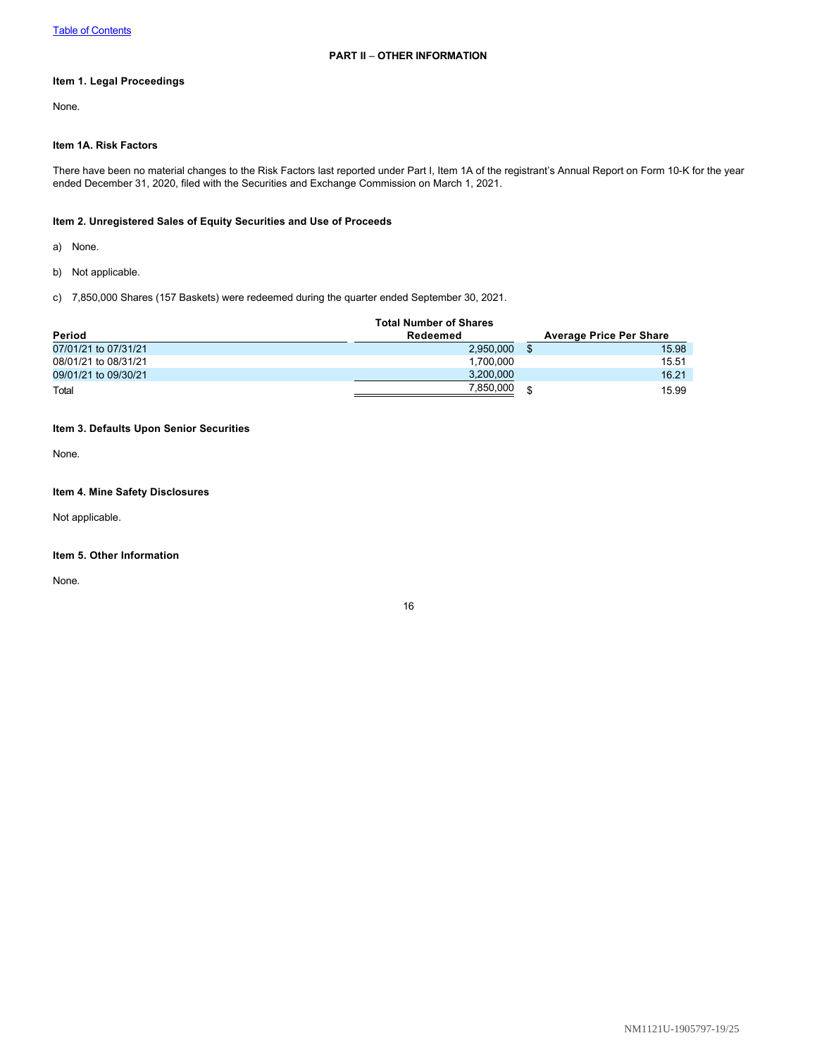[Table of Contents](#)

## PART II – OTHER INFORMATION

### Item 1. Legal Proceedings

None.

### Item 1A. Risk Factors

There have been no material changes to the Risk Factors last reported under Part I, Item 1A of the registrant's Annual Report on Form 10-K for the year ended December 31, 2020, filed with the Securities and Exchange Commission on March 1, 2021.

### Item 2. Unregistered Sales of Equity Securities and Use of Proceeds

a) None.

b) Not applicable.

c) 7,850,000 Shares (157 Baskets) were redeemed during the quarter ended September 30, 2021.

| Period | Total Number of Shares Redeemed | Average Price Per Share |
|---|---|---|
| 07/01/21 to 07/31/21 | 2,950,000 | $ 15.98 |
| 08/01/21 to 08/31/21 | 1,700,000 | 15.51 |
| 09/01/21 to 09/30/21 | 3,200,000 | 16.21 |
| Total | 7,850,000 | $ 15.99 |

### Item 3. Defaults Upon Senior Securities

None.

### Item 4. Mine Safety Disclosures

Not applicable.

### Item 5. Other Information

None.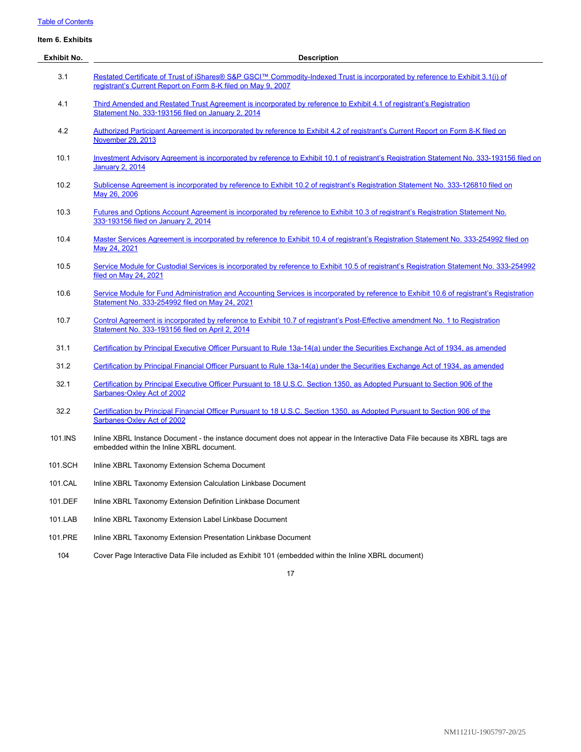[Table of Contents]

**Item 6. Exhibits**

| Exhibit No. | Description |
|---|---|
| 3.1 | Restated Certificate of Trust of iShares® S&P GSCI™ Commodity-Indexed Trust is incorporated by reference to Exhibit 3.1(i) of registrant's Current Report on Form 8-K filed on May 9, 2007 |
| 4.1 | Third Amended and Restated Trust Agreement is incorporated by reference to Exhibit 4.1 of registrant's Registration Statement No. 333-193156 filed on January 2, 2014 |
| 4.2 | Authorized Participant Agreement is incorporated by reference to Exhibit 4.2 of registrant's Current Report on Form 8-K filed on November 29, 2013 |
| 10.1 | Investment Advisory Agreement is incorporated by reference to Exhibit 10.1 of registrant's Registration Statement No. 333-193156 filed on January 2, 2014 |
| 10.2 | Sublicense Agreement is incorporated by reference to Exhibit 10.2 of registrant's Registration Statement No. 333-126810 filed on May 26, 2006 |
| 10.3 | Futures and Options Account Agreement is incorporated by reference to Exhibit 10.3 of registrant's Registration Statement No. 333-193156 filed on January 2, 2014 |
| 10.4 | Master Services Agreement is incorporated by reference to Exhibit 10.4 of registrant's Registration Statement No. 333-254992 filed on May 24, 2021 |
| 10.5 | Service Module for Custodial Services is incorporated by reference to Exhibit 10.5 of registrant's Registration Statement No. 333-254992 filed on May 24, 2021 |
| 10.6 | Service Module for Fund Administration and Accounting Services is incorporated by reference to Exhibit 10.6 of registrant's Registration Statement No. 333-254992 filed on May 24, 2021 |
| 10.7 | Control Agreement is incorporated by reference to Exhibit 10.7 of registrant's Post-Effective amendment No. 1 to Registration Statement No. 333-193156 filed on April 2, 2014 |
| 31.1 | Certification by Principal Executive Officer Pursuant to Rule 13a-14(a) under the Securities Exchange Act of 1934, as amended |
| 31.2 | Certification by Principal Financial Officer Pursuant to Rule 13a-14(a) under the Securities Exchange Act of 1934, as amended |
| 32.1 | Certification by Principal Executive Officer Pursuant to 18 U.S.C. Section 1350, as Adopted Pursuant to Section 906 of the Sarbanes-Oxley Act of 2002 |
| 32.2 | Certification by Principal Financial Officer Pursuant to 18 U.S.C. Section 1350, as Adopted Pursuant to Section 906 of the Sarbanes-Oxley Act of 2002 |
| 101.INS | Inline XBRL Instance Document - the instance document does not appear in the Interactive Data File because its XBRL tags are embedded within the Inline XBRL document. |
| 101.SCH | Inline XBRL Taxonomy Extension Schema Document |
| 101.CAL | Inline XBRL Taxonomy Extension Calculation Linkbase Document |
| 101.DEF | Inline XBRL Taxonomy Extension Definition Linkbase Document |
| 101.LAB | Inline XBRL Taxonomy Extension Label Linkbase Document |
| 101.PRE | Inline XBRL Taxonomy Extension Presentation Linkbase Document |
| 104 | Cover Page Interactive Data File included as Exhibit 101 (embedded within the Inline XBRL document) |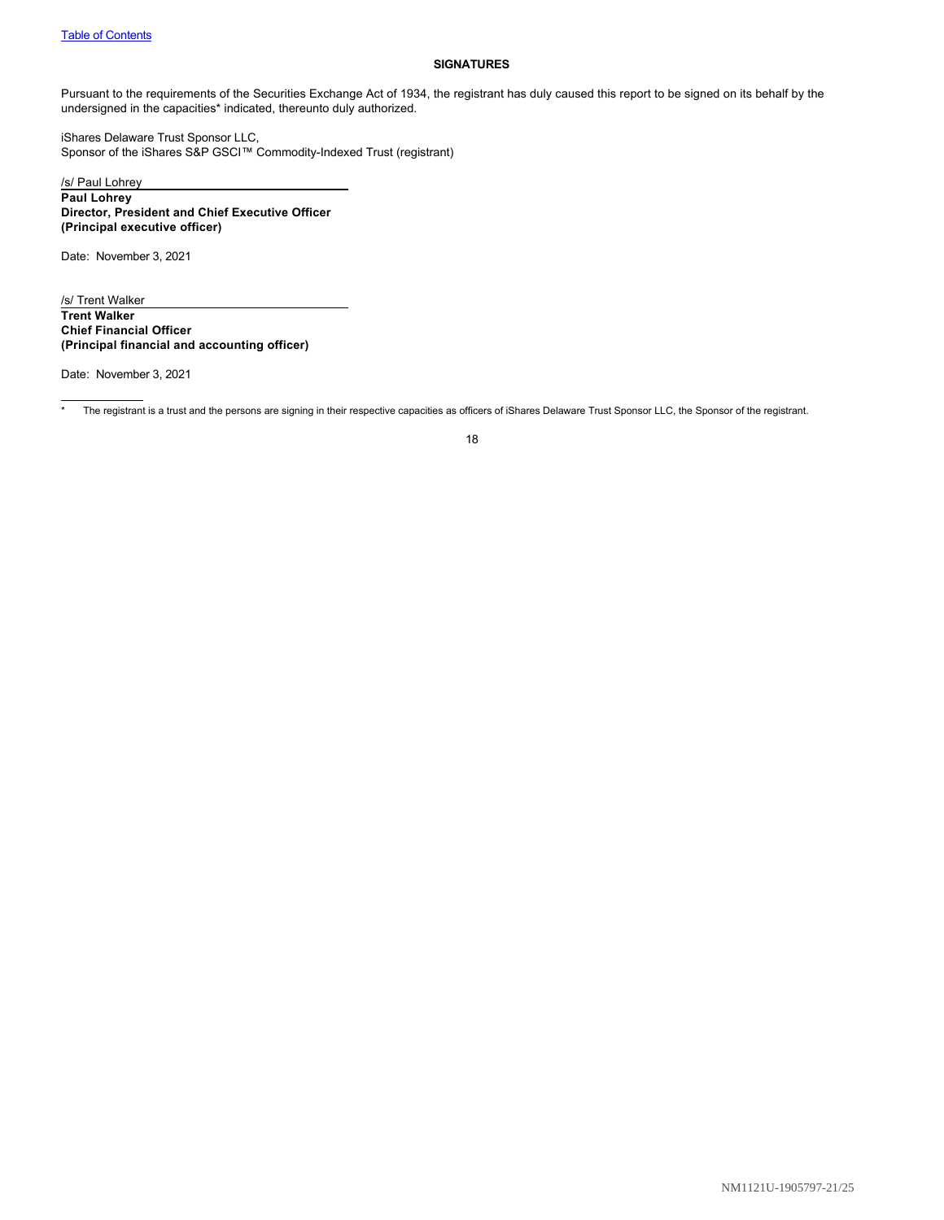[Table of Contents]

## SIGNATURES

Pursuant to the requirements of the Securities Exchange Act of 1934, the registrant has duly caused this report to be signed on its behalf by the undersigned in the capacities* indicated, thereunto duly authorized.

iShares Delaware Trust Sponsor LLC,
Sponsor of the iShares S&P GSCI™ Commodity-Indexed Trust (registrant)

/s/ Paul Lohrey
**Paul Lohrey**
**Director, President and Chief Executive Officer**
**(Principal executive officer)**

Date: November 3, 2021

/s/ Trent Walker
**Trent Walker**
**Chief Financial Officer**
**(Principal financial and accounting officer)**

Date: November 3, 2021

\* The registrant is a trust and the persons are signing in their respective capacities as officers of iShares Delaware Trust Sponsor LLC, the Sponsor of the registrant.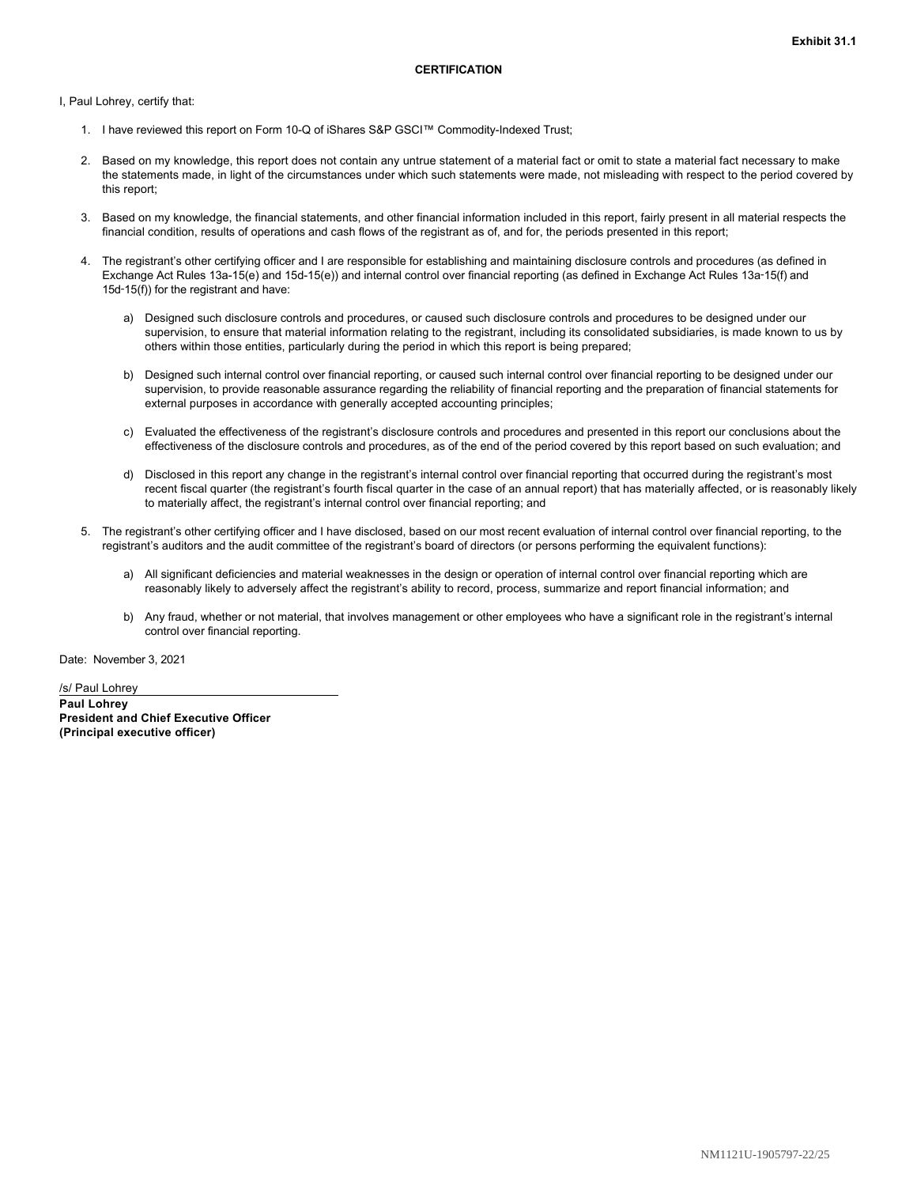**Exhibit 31.1**

**CERTIFICATION**

I, Paul Lohrey, certify that:

1. I have reviewed this report on Form 10-Q of iShares S&P GSCI™ Commodity-Indexed Trust;

2. Based on my knowledge, this report does not contain any untrue statement of a material fact or omit to state a material fact necessary to make the statements made, in light of the circumstances under which such statements were made, not misleading with respect to the period covered by this report;

3. Based on my knowledge, the financial statements, and other financial information included in this report, fairly present in all material respects the financial condition, results of operations and cash flows of the registrant as of, and for, the periods presented in this report;

4. The registrant's other certifying officer and I are responsible for establishing and maintaining disclosure controls and procedures (as defined in Exchange Act Rules 13a-15(e) and 15d-15(e)) and internal control over financial reporting (as defined in Exchange Act Rules 13a-15(f) and 15d-15(f)) for the registrant and have:

    a) Designed such disclosure controls and procedures, or caused such disclosure controls and procedures to be designed under our supervision, to ensure that material information relating to the registrant, including its consolidated subsidiaries, is made known to us by others within those entities, particularly during the period in which this report is being prepared;

    b) Designed such internal control over financial reporting, or caused such internal control over financial reporting to be designed under our supervision, to provide reasonable assurance regarding the reliability of financial reporting and the preparation of financial statements for external purposes in accordance with generally accepted accounting principles;

    c) Evaluated the effectiveness of the registrant's disclosure controls and procedures and presented in this report our conclusions about the effectiveness of the disclosure controls and procedures, as of the end of the period covered by this report based on such evaluation; and

    d) Disclosed in this report any change in the registrant's internal control over financial reporting that occurred during the registrant's most recent fiscal quarter (the registrant's fourth fiscal quarter in the case of an annual report) that has materially affected, or is reasonably likely to materially affect, the registrant's internal control over financial reporting; and

5. The registrant's other certifying officer and I have disclosed, based on our most recent evaluation of internal control over financial reporting, to the registrant's auditors and the audit committee of the registrant's board of directors (or persons performing the equivalent functions):

    a) All significant deficiencies and material weaknesses in the design or operation of internal control over financial reporting which are reasonably likely to adversely affect the registrant's ability to record, process, summarize and report financial information; and

    b) Any fraud, whether or not material, that involves management or other employees who have a significant role in the registrant's internal control over financial reporting.

Date: November 3, 2021

/s/ Paul Lohrey

**Paul Lohrey**
**President and Chief Executive Officer**
**(Principal executive officer)**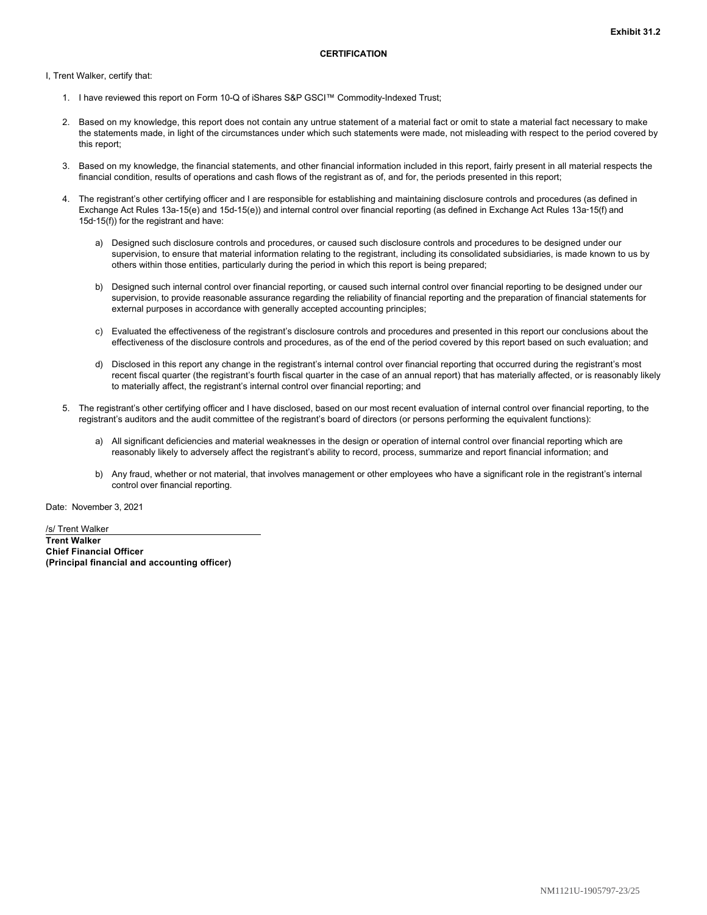**Exhibit 31.2**

# CERTIFICATION

I, Trent Walker, certify that:

1. I have reviewed this report on Form 10-Q of iShares S&P GSCI™ Commodity-Indexed Trust;

2. Based on my knowledge, this report does not contain any untrue statement of a material fact or omit to state a material fact necessary to make the statements made, in light of the circumstances under which such statements were made, not misleading with respect to the period covered by this report;

3. Based on my knowledge, the financial statements, and other financial information included in this report, fairly present in all material respects the financial condition, results of operations and cash flows of the registrant as of, and for, the periods presented in this report;

4. The registrant's other certifying officer and I are responsible for establishing and maintaining disclosure controls and procedures (as defined in Exchange Act Rules 13a-15(e) and 15d-15(e)) and internal control over financial reporting (as defined in Exchange Act Rules 13a-15(f) and 15d-15(f)) for the registrant and have:

   a) Designed such disclosure controls and procedures, or caused such disclosure controls and procedures to be designed under our supervision, to ensure that material information relating to the registrant, including its consolidated subsidiaries, is made known to us by others within those entities, particularly during the period in which this report is being prepared;

   b) Designed such internal control over financial reporting, or caused such internal control over financial reporting to be designed under our supervision, to provide reasonable assurance regarding the reliability of financial reporting and the preparation of financial statements for external purposes in accordance with generally accepted accounting principles;

   c) Evaluated the effectiveness of the registrant's disclosure controls and procedures and presented in this report our conclusions about the effectiveness of the disclosure controls and procedures, as of the end of the period covered by this report based on such evaluation; and

   d) Disclosed in this report any change in the registrant's internal control over financial reporting that occurred during the registrant's most recent fiscal quarter (the registrant's fourth fiscal quarter in the case of an annual report) that has materially affected, or is reasonably likely to materially affect, the registrant's internal control over financial reporting; and

5. The registrant's other certifying officer and I have disclosed, based on our most recent evaluation of internal control over financial reporting, to the registrant's auditors and the audit committee of the registrant's board of directors (or persons performing the equivalent functions):

   a) All significant deficiencies and material weaknesses in the design or operation of internal control over financial reporting which are reasonably likely to adversely affect the registrant's ability to record, process, summarize and report financial information; and

   b) Any fraud, whether or not material, that involves management or other employees who have a significant role in the registrant's internal control over financial reporting.

Date: November 3, 2021

/s/ Trent Walker

**Trent Walker**
**Chief Financial Officer**
**(Principal financial and accounting officer)**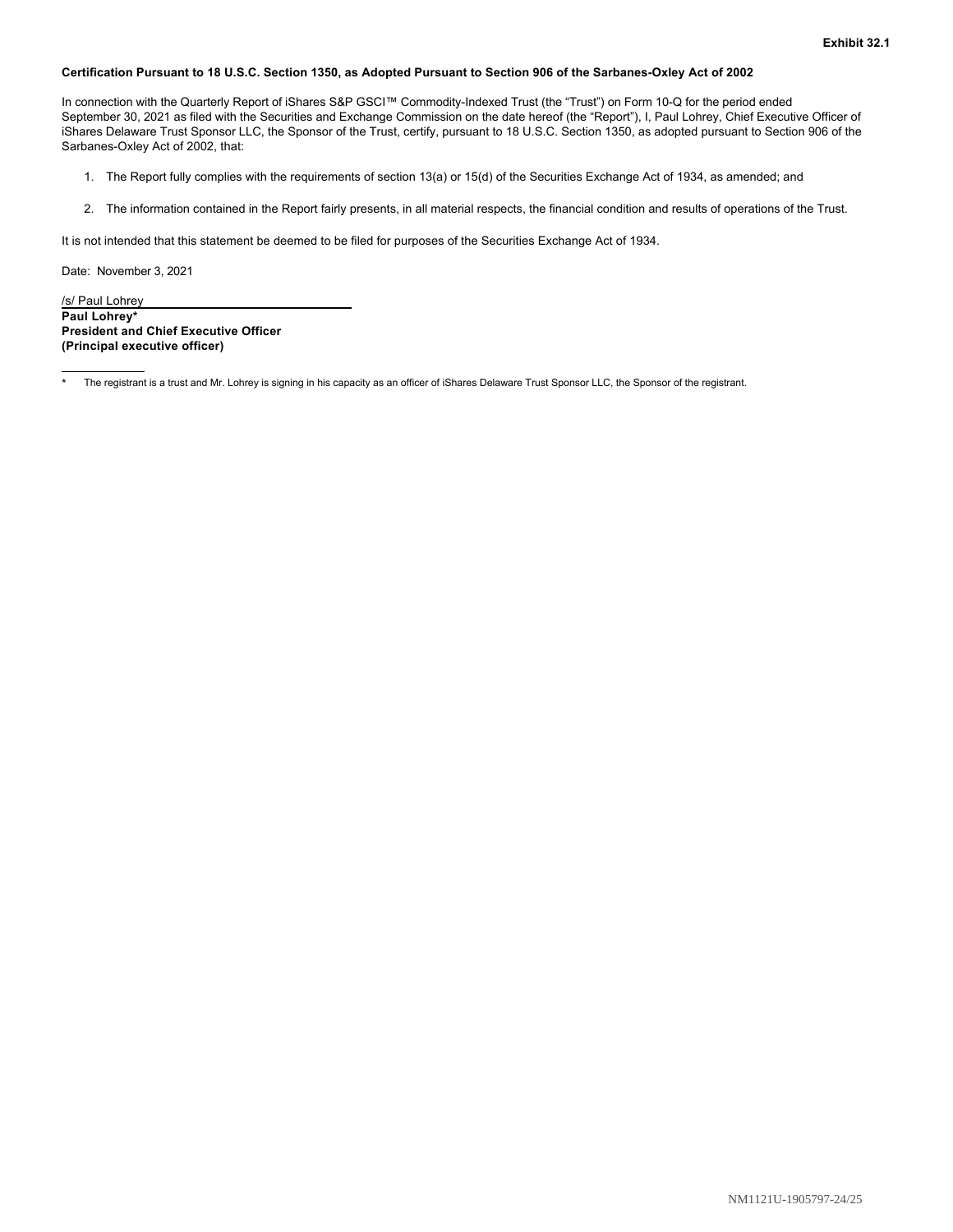**Exhibit 32.1**

**Certification Pursuant to 18 U.S.C. Section 1350, as Adopted Pursuant to Section 906 of the Sarbanes-Oxley Act of 2002**

In connection with the Quarterly Report of iShares S&P GSCI™ Commodity-Indexed Trust (the "Trust") on Form 10-Q for the period ended September 30, 2021 as filed with the Securities and Exchange Commission on the date hereof (the "Report"), I, Paul Lohrey, Chief Executive Officer of iShares Delaware Trust Sponsor LLC, the Sponsor of the Trust, certify, pursuant to 18 U.S.C. Section 1350, as adopted pursuant to Section 906 of the Sarbanes-Oxley Act of 2002, that:

1. The Report fully complies with the requirements of section 13(a) or 15(d) of the Securities Exchange Act of 1934, as amended; and
2. The information contained in the Report fairly presents, in all material respects, the financial condition and results of operations of the Trust.

It is not intended that this statement be deemed to be filed for purposes of the Securities Exchange Act of 1934.

Date: November 3, 2021

/s/ Paul Lohrey
**Paul Lohrey***
**President and Chief Executive Officer**
**(Principal executive officer)**

\* The registrant is a trust and Mr. Lohrey is signing in his capacity as an officer of iShares Delaware Trust Sponsor LLC, the Sponsor of the registrant.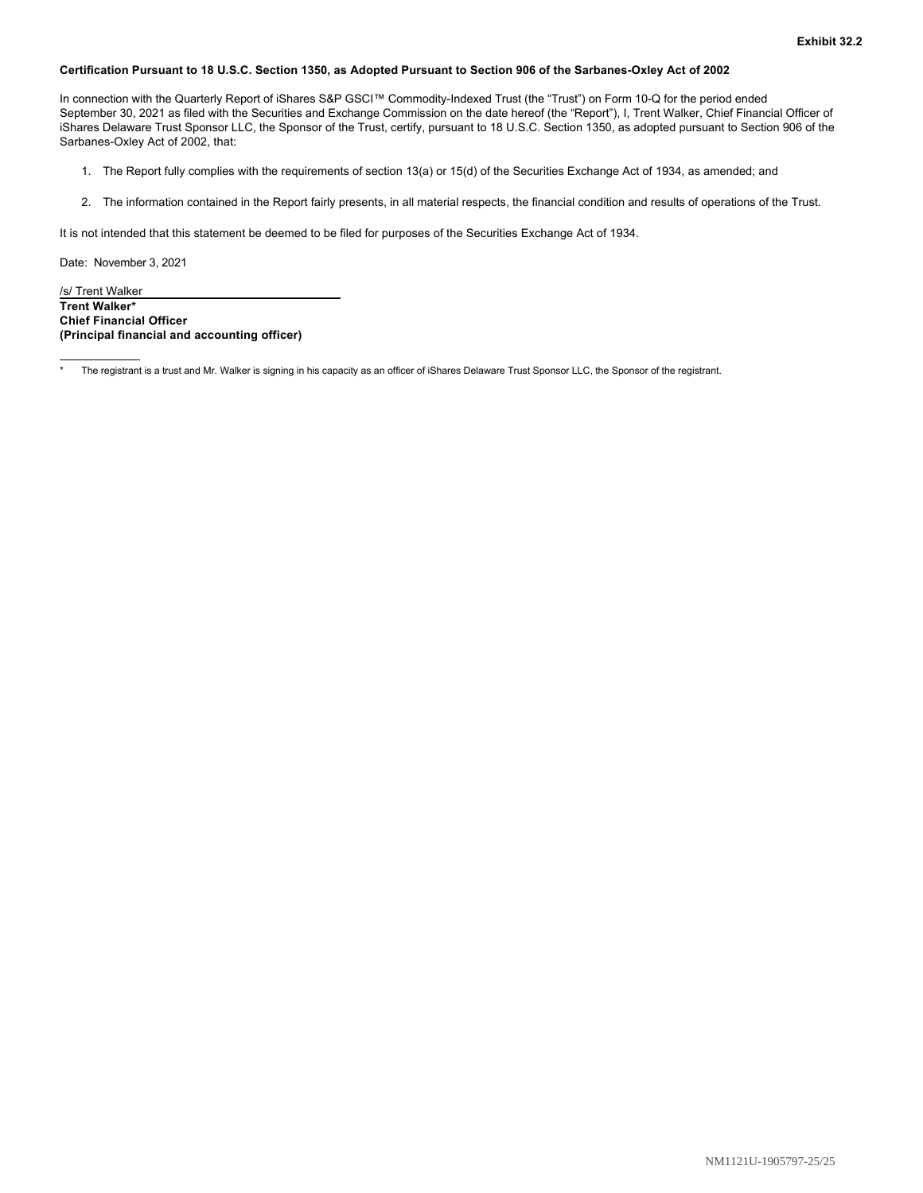**Exhibit 32.2**

**Certification Pursuant to 18 U.S.C. Section 1350, as Adopted Pursuant to Section 906 of the Sarbanes-Oxley Act of 2002**

In connection with the Quarterly Report of iShares S&P GSCI™ Commodity-Indexed Trust (the "Trust") on Form 10-Q for the period ended September 30, 2021 as filed with the Securities and Exchange Commission on the date hereof (the "Report"), I, Trent Walker, Chief Financial Officer of iShares Delaware Trust Sponsor LLC, the Sponsor of the Trust, certify, pursuant to 18 U.S.C. Section 1350, as adopted pursuant to Section 906 of the Sarbanes-Oxley Act of 2002, that:

1. The Report fully complies with the requirements of section 13(a) or 15(d) of the Securities Exchange Act of 1934, as amended; and

2. The information contained in the Report fairly presents, in all material respects, the financial condition and results of operations of the Trust.

It is not intended that this statement be deemed to be filed for purposes of the Securities Exchange Act of 1934.

Date: November 3, 2021

/s/ Trent Walker
**Trent Walker***
**Chief Financial Officer**
**(Principal financial and accounting officer)**

* The registrant is a trust and Mr. Walker is signing in his capacity as an officer of iShares Delaware Trust Sponsor LLC, the Sponsor of the registrant.